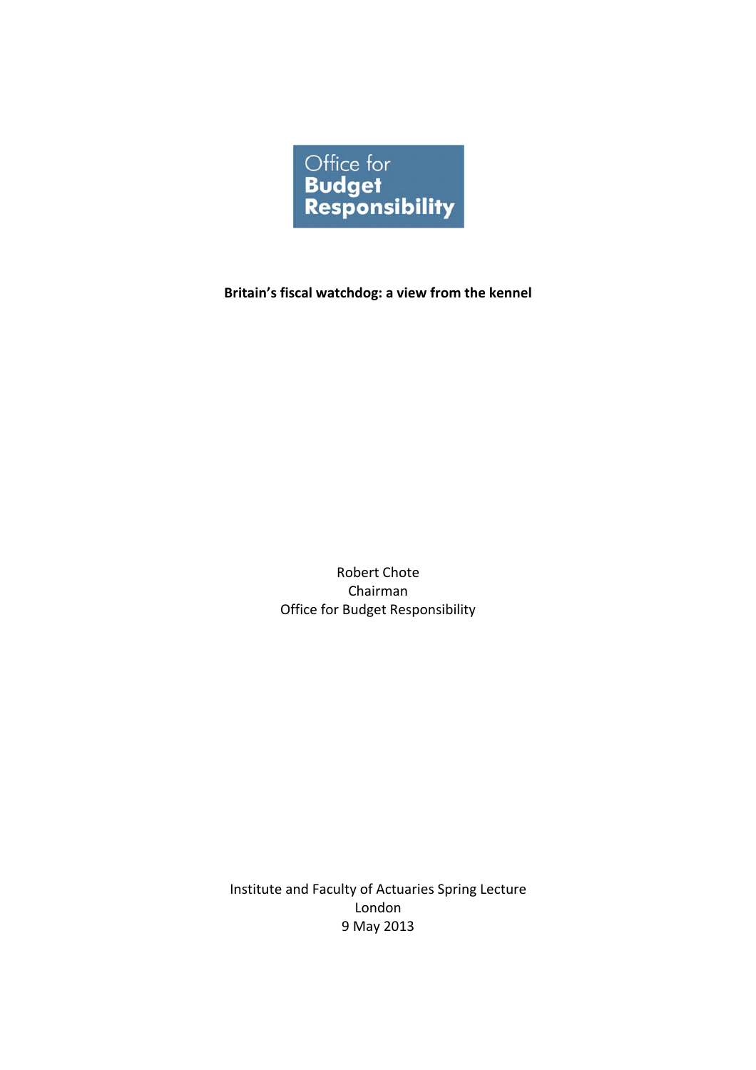Office for
Budget
Responsibility

# Britain's fiscal watchdog: a view from the kennel

Robert Chote
Chairman
Office for Budget Responsibility

Institute and Faculty of Actuaries Spring Lecture
London
9 May 2013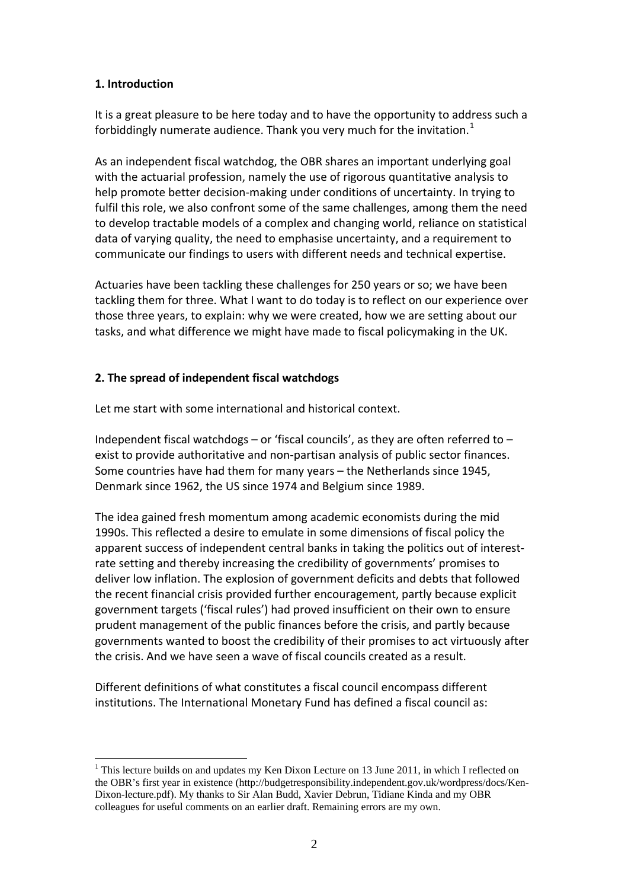## 1. Introduction

It is a great pleasure to be here today and to have the opportunity to address such a forbiddingly numerate audience. Thank you very much for the invitation.[1]

As an independent fiscal watchdog, the OBR shares an important underlying goal with the actuarial profession, namely the use of rigorous quantitative analysis to help promote better decision-making under conditions of uncertainty. In trying to fulfil this role, we also confront some of the same challenges, among them the need to develop tractable models of a complex and changing world, reliance on statistical data of varying quality, the need to emphasise uncertainty, and a requirement to communicate our findings to users with different needs and technical expertise.

Actuaries have been tackling these challenges for 250 years or so; we have been tackling them for three. What I want to do today is to reflect on our experience over those three years, to explain: why we were created, how we are setting about our tasks, and what difference we might have made to fiscal policymaking in the UK.

## 2. The spread of independent fiscal watchdogs

Let me start with some international and historical context.

Independent fiscal watchdogs – or 'fiscal councils', as they are often referred to – exist to provide authoritative and non-partisan analysis of public sector finances. Some countries have had them for many years – the Netherlands since 1945, Denmark since 1962, the US since 1974 and Belgium since 1989.

The idea gained fresh momentum among academic economists during the mid 1990s. This reflected a desire to emulate in some dimensions of fiscal policy the apparent success of independent central banks in taking the politics out of interest-rate setting and thereby increasing the credibility of governments' promises to deliver low inflation. The explosion of government deficits and debts that followed the recent financial crisis provided further encouragement, partly because explicit government targets ('fiscal rules') had proved insufficient on their own to ensure prudent management of the public finances before the crisis, and partly because governments wanted to boost the credibility of their promises to act virtuously after the crisis. And we have seen a wave of fiscal councils created as a result.

Different definitions of what constitutes a fiscal council encompass different institutions. The International Monetary Fund has defined a fiscal council as:

[1] This lecture builds on and updates my Ken Dixon Lecture on 13 June 2011, in which I reflected on the OBR's first year in existence (http://budgetresponsibility.independent.gov.uk/wordpress/docs/Ken-Dixon-lecture.pdf). My thanks to Sir Alan Budd, Xavier Debrun, Tidiane Kinda and my OBR colleagues for useful comments on an earlier draft. Remaining errors are my own.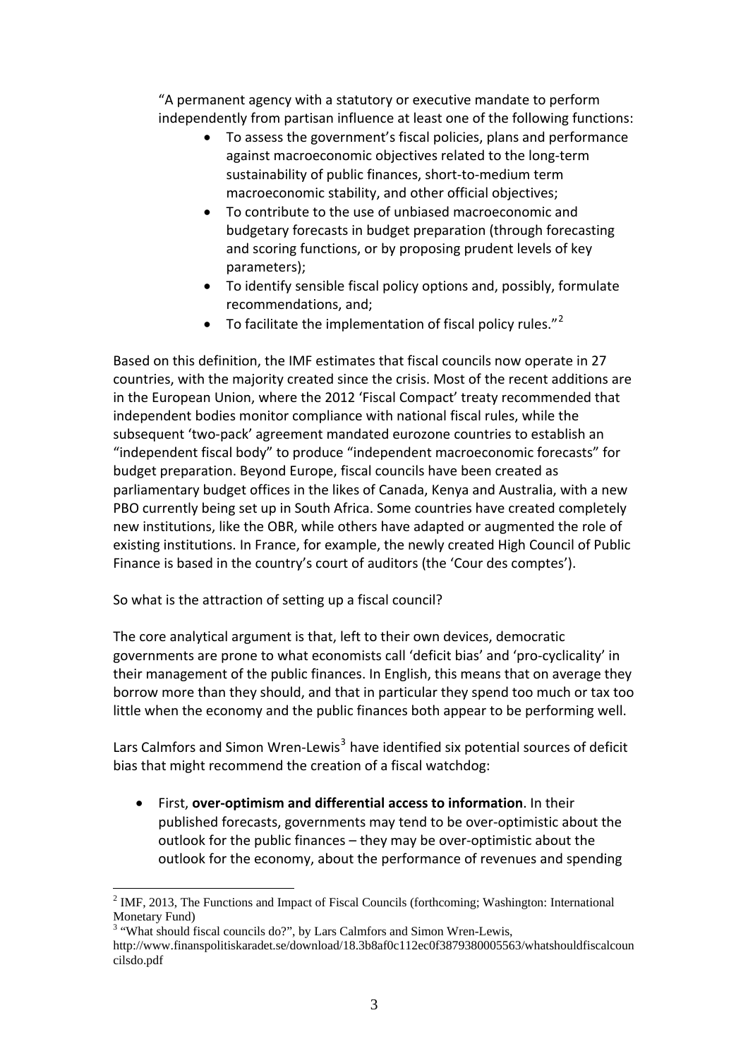> "A permanent agency with a statutory or executive mandate to perform independently from partisan influence at least one of the following functions:
>
> - To assess the government's fiscal policies, plans and performance against macroeconomic objectives related to the long-term sustainability of public finances, short-to-medium term macroeconomic stability, and other official objectives;
> - To contribute to the use of unbiased macroeconomic and budgetary forecasts in budget preparation (through forecasting and scoring functions, or by proposing prudent levels of key parameters);
> - To identify sensible fiscal policy options and, possibly, formulate recommendations, and;
> - To facilitate the implementation of fiscal policy rules."[2]

Based on this definition, the IMF estimates that fiscal councils now operate in 27 countries, with the majority created since the crisis. Most of the recent additions are in the European Union, where the 2012 'Fiscal Compact' treaty recommended that independent bodies monitor compliance with national fiscal rules, while the subsequent 'two-pack' agreement mandated eurozone countries to establish an "independent fiscal body" to produce "independent macroeconomic forecasts" for budget preparation. Beyond Europe, fiscal councils have been created as parliamentary budget offices in the likes of Canada, Kenya and Australia, with a new PBO currently being set up in South Africa. Some countries have created completely new institutions, like the OBR, while others have adapted or augmented the role of existing institutions. In France, for example, the newly created High Council of Public Finance is based in the country's court of auditors (the 'Cour des comptes').

So what is the attraction of setting up a fiscal council?

The core analytical argument is that, left to their own devices, democratic governments are prone to what economists call 'deficit bias' and 'pro-cyclicality' in their management of the public finances. In English, this means that on average they borrow more than they should, and that in particular they spend too much or tax too little when the economy and the public finances both appear to be performing well.

Lars Calmfors and Simon Wren-Lewis[3] have identified six potential sources of deficit bias that might recommend the creation of a fiscal watchdog:

- First, **over-optimism and differential access to information**. In their published forecasts, governments may tend to be over-optimistic about the outlook for the public finances – they may be over-optimistic about the outlook for the economy, about the performance of revenues and spending

---

[2] IMF, 2013, The Functions and Impact of Fiscal Councils (forthcoming; Washington: International Monetary Fund)

[3] "What should fiscal councils do?", by Lars Calmfors and Simon Wren-Lewis, http://www.finanspolitiskaradet.se/download/18.3b8af0c112ec0f3879380005563/whatshouldfiscalcouncilsdo.pdf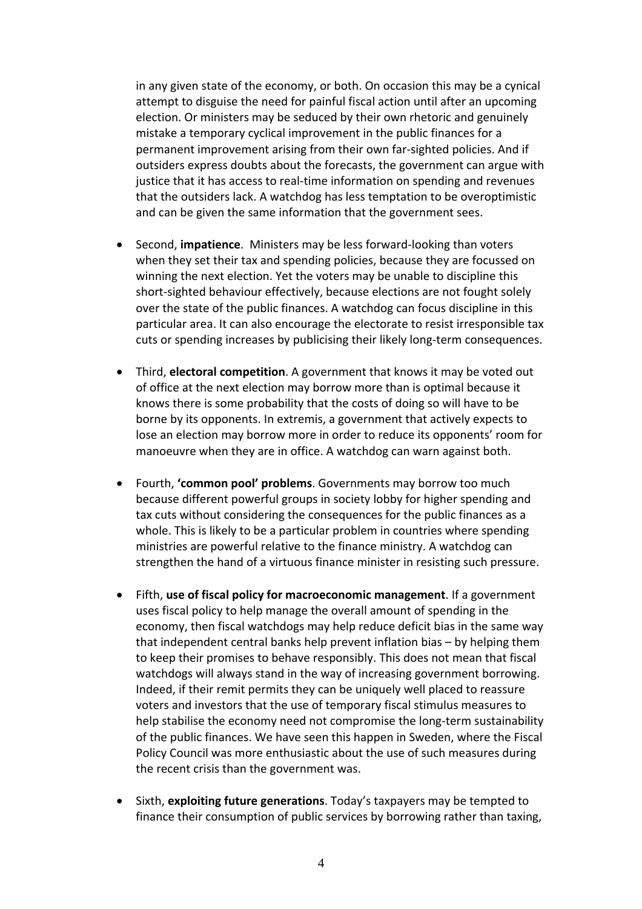in any given state of the economy, or both. On occasion this may be a cynical attempt to disguise the need for painful fiscal action until after an upcoming election. Or ministers may be seduced by their own rhetoric and genuinely mistake a temporary cyclical improvement in the public finances for a permanent improvement arising from their own far-sighted policies. And if outsiders express doubts about the forecasts, the government can argue with justice that it has access to real-time information on spending and revenues that the outsiders lack. A watchdog has less temptation to be overoptimistic and can be given the same information that the government sees.

- Second, **impatience**. Ministers may be less forward-looking than voters when they set their tax and spending policies, because they are focussed on winning the next election. Yet the voters may be unable to discipline this short-sighted behaviour effectively, because elections are not fought solely over the state of the public finances. A watchdog can focus discipline in this particular area. It can also encourage the electorate to resist irresponsible tax cuts or spending increases by publicising their likely long-term consequences.

- Third, **electoral competition**. A government that knows it may be voted out of office at the next election may borrow more than is optimal because it knows there is some probability that the costs of doing so will have to be borne by its opponents. In extremis, a government that actively expects to lose an election may borrow more in order to reduce its opponents' room for manoeuvre when they are in office. A watchdog can warn against both.

- Fourth, **'common pool' problems**. Governments may borrow too much because different powerful groups in society lobby for higher spending and tax cuts without considering the consequences for the public finances as a whole. This is likely to be a particular problem in countries where spending ministries are powerful relative to the finance ministry. A watchdog can strengthen the hand of a virtuous finance minister in resisting such pressure.

- Fifth, **use of fiscal policy for macroeconomic management**. If a government uses fiscal policy to help manage the overall amount of spending in the economy, then fiscal watchdogs may help reduce deficit bias in the same way that independent central banks help prevent inflation bias – by helping them to keep their promises to behave responsibly. This does not mean that fiscal watchdogs will always stand in the way of increasing government borrowing. Indeed, if their remit permits they can be uniquely well placed to reassure voters and investors that the use of temporary fiscal stimulus measures to help stabilise the economy need not compromise the long-term sustainability of the public finances. We have seen this happen in Sweden, where the Fiscal Policy Council was more enthusiastic about the use of such measures during the recent crisis than the government was.

- Sixth, **exploiting future generations**. Today's taxpayers may be tempted to finance their consumption of public services by borrowing rather than taxing,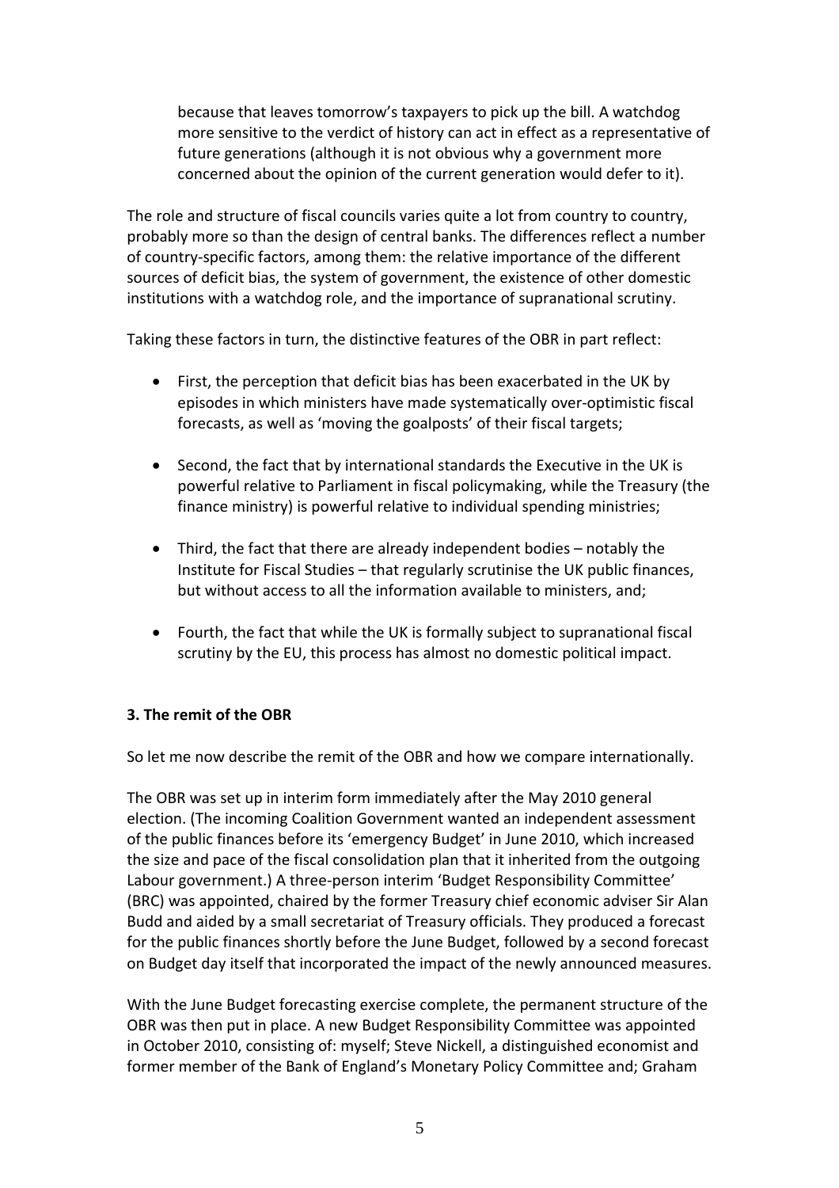because that leaves tomorrow's taxpayers to pick up the bill. A watchdog more sensitive to the verdict of history can act in effect as a representative of future generations (although it is not obvious why a government more concerned about the opinion of the current generation would defer to it).

The role and structure of fiscal councils varies quite a lot from country to country, probably more so than the design of central banks. The differences reflect a number of country-specific factors, among them: the relative importance of the different sources of deficit bias, the system of government, the existence of other domestic institutions with a watchdog role, and the importance of supranational scrutiny.

Taking these factors in turn, the distinctive features of the OBR in part reflect:

- First, the perception that deficit bias has been exacerbated in the UK by episodes in which ministers have made systematically over-optimistic fiscal forecasts, as well as 'moving the goalposts' of their fiscal targets;

- Second, the fact that by international standards the Executive in the UK is powerful relative to Parliament in fiscal policymaking, while the Treasury (the finance ministry) is powerful relative to individual spending ministries;

- Third, the fact that there are already independent bodies – notably the Institute for Fiscal Studies – that regularly scrutinise the UK public finances, but without access to all the information available to ministers, and;

- Fourth, the fact that while the UK is formally subject to supranational fiscal scrutiny by the EU, this process has almost no domestic political impact.

**3. The remit of the OBR**

So let me now describe the remit of the OBR and how we compare internationally.

The OBR was set up in interim form immediately after the May 2010 general election. (The incoming Coalition Government wanted an independent assessment of the public finances before its 'emergency Budget' in June 2010, which increased the size and pace of the fiscal consolidation plan that it inherited from the outgoing Labour government.) A three-person interim 'Budget Responsibility Committee' (BRC) was appointed, chaired by the former Treasury chief economic adviser Sir Alan Budd and aided by a small secretariat of Treasury officials. They produced a forecast for the public finances shortly before the June Budget, followed by a second forecast on Budget day itself that incorporated the impact of the newly announced measures.

With the June Budget forecasting exercise complete, the permanent structure of the OBR was then put in place. A new Budget Responsibility Committee was appointed in October 2010, consisting of: myself; Steve Nickell, a distinguished economist and former member of the Bank of England's Monetary Policy Committee and; Graham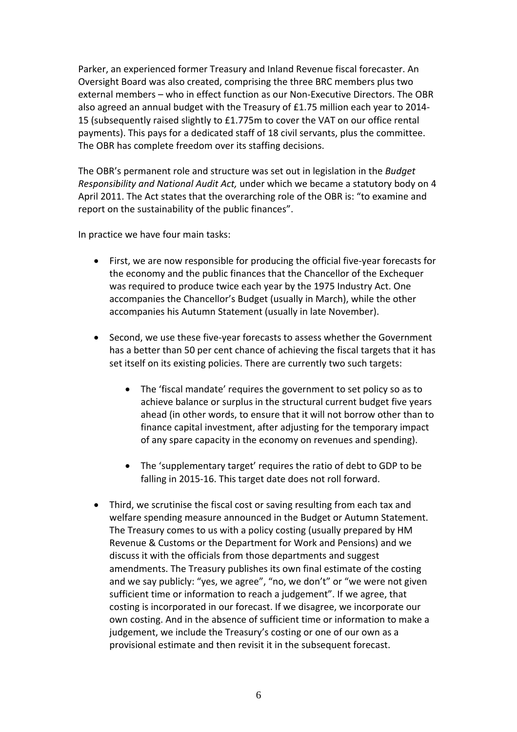Parker, an experienced former Treasury and Inland Revenue fiscal forecaster. An Oversight Board was also created, comprising the three BRC members plus two external members – who in effect function as our Non-Executive Directors. The OBR also agreed an annual budget with the Treasury of £1.75 million each year to 2014-15 (subsequently raised slightly to £1.775m to cover the VAT on our office rental payments). This pays for a dedicated staff of 18 civil servants, plus the committee. The OBR has complete freedom over its staffing decisions.

The OBR's permanent role and structure was set out in legislation in the *Budget Responsibility and National Audit Act,* under which we became a statutory body on 4 April 2011. The Act states that the overarching role of the OBR is: "to examine and report on the sustainability of the public finances".

In practice we have four main tasks:

- First, we are now responsible for producing the official five-year forecasts for the economy and the public finances that the Chancellor of the Exchequer was required to produce twice each year by the 1975 Industry Act. One accompanies the Chancellor's Budget (usually in March), while the other accompanies his Autumn Statement (usually in late November).

- Second, we use these five-year forecasts to assess whether the Government has a better than 50 per cent chance of achieving the fiscal targets that it has set itself on its existing policies. There are currently two such targets:

    - The 'fiscal mandate' requires the government to set policy so as to achieve balance or surplus in the structural current budget five years ahead (in other words, to ensure that it will not borrow other than to finance capital investment, after adjusting for the temporary impact of any spare capacity in the economy on revenues and spending).

    - The 'supplementary target' requires the ratio of debt to GDP to be falling in 2015-16. This target date does not roll forward.

- Third, we scrutinise the fiscal cost or saving resulting from each tax and welfare spending measure announced in the Budget or Autumn Statement. The Treasury comes to us with a policy costing (usually prepared by HM Revenue & Customs or the Department for Work and Pensions) and we discuss it with the officials from those departments and suggest amendments. The Treasury publishes its own final estimate of the costing and we say publicly: "yes, we agree", "no, we don't" or "we were not given sufficient time or information to reach a judgement". If we agree, that costing is incorporated in our forecast. If we disagree, we incorporate our own costing. And in the absence of sufficient time or information to make a judgement, we include the Treasury's costing or one of our own as a provisional estimate and then revisit it in the subsequent forecast.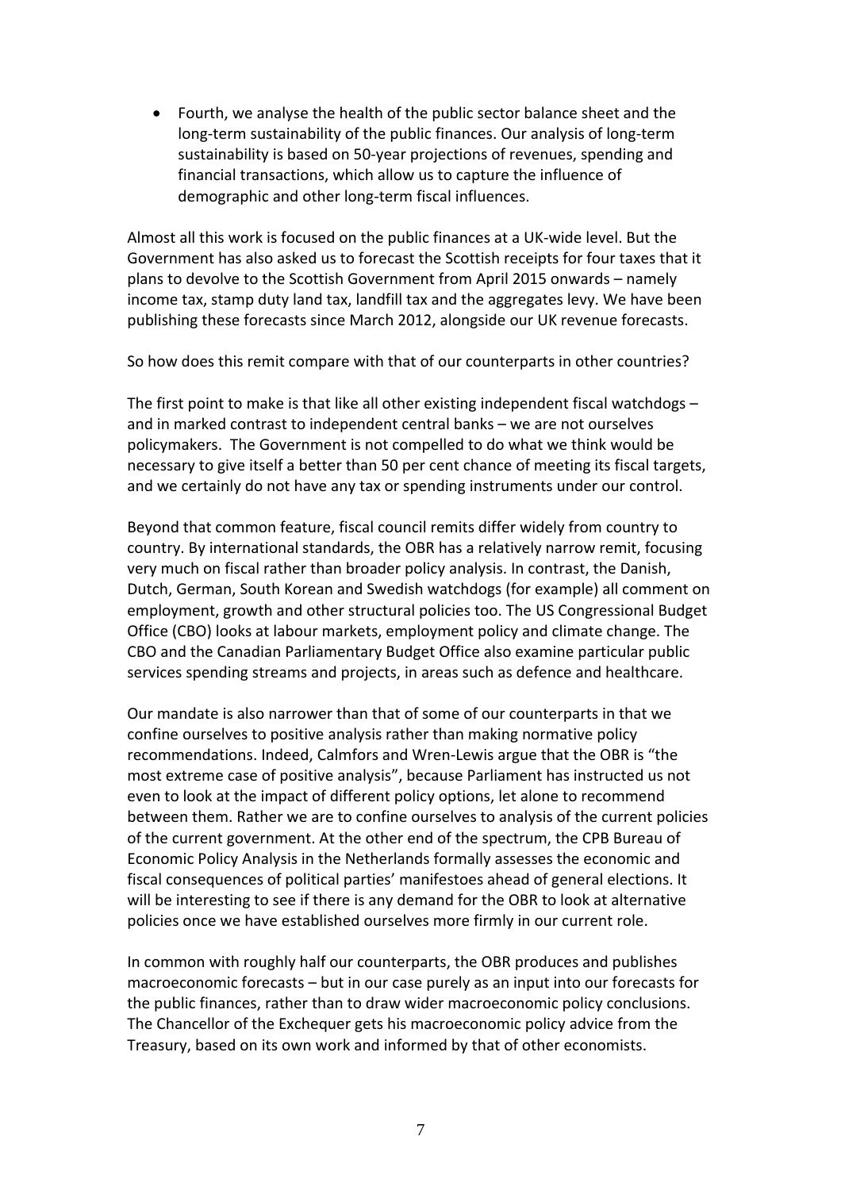- Fourth, we analyse the health of the public sector balance sheet and the long-term sustainability of the public finances. Our analysis of long-term sustainability is based on 50-year projections of revenues, spending and financial transactions, which allow us to capture the influence of demographic and other long-term fiscal influences.

Almost all this work is focused on the public finances at a UK-wide level. But the Government has also asked us to forecast the Scottish receipts for four taxes that it plans to devolve to the Scottish Government from April 2015 onwards – namely income tax, stamp duty land tax, landfill tax and the aggregates levy. We have been publishing these forecasts since March 2012, alongside our UK revenue forecasts.

So how does this remit compare with that of our counterparts in other countries?

The first point to make is that like all other existing independent fiscal watchdogs – and in marked contrast to independent central banks – we are not ourselves policymakers. The Government is not compelled to do what we think would be necessary to give itself a better than 50 per cent chance of meeting its fiscal targets, and we certainly do not have any tax or spending instruments under our control.

Beyond that common feature, fiscal council remits differ widely from country to country. By international standards, the OBR has a relatively narrow remit, focusing very much on fiscal rather than broader policy analysis. In contrast, the Danish, Dutch, German, South Korean and Swedish watchdogs (for example) all comment on employment, growth and other structural policies too. The US Congressional Budget Office (CBO) looks at labour markets, employment policy and climate change. The CBO and the Canadian Parliamentary Budget Office also examine particular public services spending streams and projects, in areas such as defence and healthcare.

Our mandate is also narrower than that of some of our counterparts in that we confine ourselves to positive analysis rather than making normative policy recommendations. Indeed, Calmfors and Wren-Lewis argue that the OBR is "the most extreme case of positive analysis", because Parliament has instructed us not even to look at the impact of different policy options, let alone to recommend between them. Rather we are to confine ourselves to analysis of the current policies of the current government. At the other end of the spectrum, the CPB Bureau of Economic Policy Analysis in the Netherlands formally assesses the economic and fiscal consequences of political parties' manifestoes ahead of general elections. It will be interesting to see if there is any demand for the OBR to look at alternative policies once we have established ourselves more firmly in our current role.

In common with roughly half our counterparts, the OBR produces and publishes macroeconomic forecasts – but in our case purely as an input into our forecasts for the public finances, rather than to draw wider macroeconomic policy conclusions. The Chancellor of the Exchequer gets his macroeconomic policy advice from the Treasury, based on its own work and informed by that of other economists.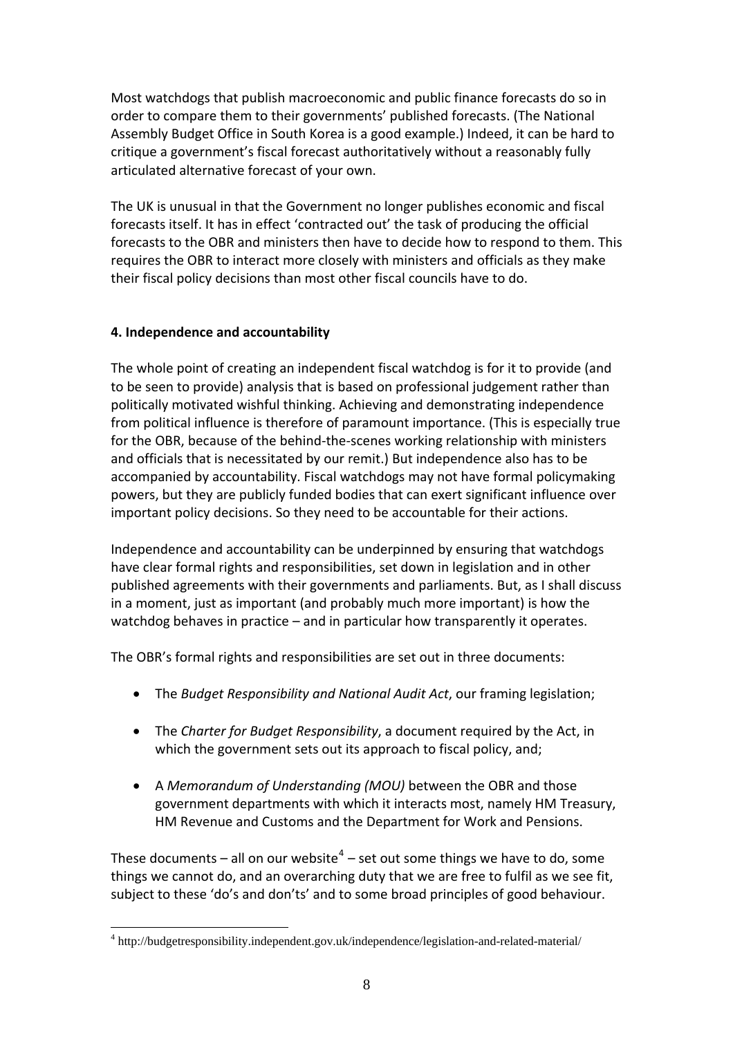Most watchdogs that publish macroeconomic and public finance forecasts do so in order to compare them to their governments' published forecasts. (The National Assembly Budget Office in South Korea is a good example.) Indeed, it can be hard to critique a government's fiscal forecast authoritatively without a reasonably fully articulated alternative forecast of your own.

The UK is unusual in that the Government no longer publishes economic and fiscal forecasts itself. It has in effect 'contracted out' the task of producing the official forecasts to the OBR and ministers then have to decide how to respond to them. This requires the OBR to interact more closely with ministers and officials as they make their fiscal policy decisions than most other fiscal councils have to do.

**4. Independence and accountability**

The whole point of creating an independent fiscal watchdog is for it to provide (and to be seen to provide) analysis that is based on professional judgement rather than politically motivated wishful thinking. Achieving and demonstrating independence from political influence is therefore of paramount importance. (This is especially true for the OBR, because of the behind-the-scenes working relationship with ministers and officials that is necessitated by our remit.) But independence also has to be accompanied by accountability. Fiscal watchdogs may not have formal policymaking powers, but they are publicly funded bodies that can exert significant influence over important policy decisions. So they need to be accountable for their actions.

Independence and accountability can be underpinned by ensuring that watchdogs have clear formal rights and responsibilities, set down in legislation and in other published agreements with their governments and parliaments. But, as I shall discuss in a moment, just as important (and probably much more important) is how the watchdog behaves in practice – and in particular how transparently it operates.

The OBR's formal rights and responsibilities are set out in three documents:

- The *Budget Responsibility and National Audit Act*, our framing legislation;
- The *Charter for Budget Responsibility*, a document required by the Act, in which the government sets out its approach to fiscal policy, and;
- A *Memorandum of Understanding (MOU)* between the OBR and those government departments with which it interacts most, namely HM Treasury, HM Revenue and Customs and the Department for Work and Pensions.

These documents – all on our website[4] – set out some things we have to do, some things we cannot do, and an overarching duty that we are free to fulfil as we see fit, subject to these 'do's and don'ts' and to some broad principles of good behaviour.

[4] http://budgetresponsibility.independent.gov.uk/independence/legislation-and-related-material/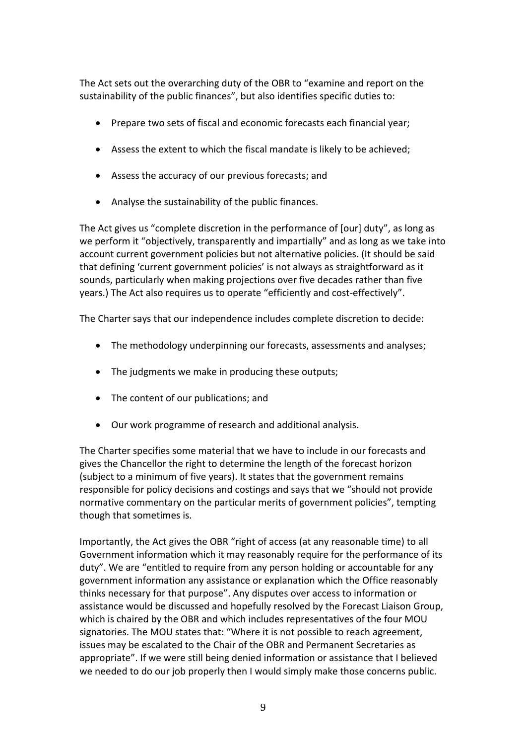The Act sets out the overarching duty of the OBR to "examine and report on the sustainability of the public finances", but also identifies specific duties to:

- Prepare two sets of fiscal and economic forecasts each financial year;
- Assess the extent to which the fiscal mandate is likely to be achieved;
- Assess the accuracy of our previous forecasts; and
- Analyse the sustainability of the public finances.

The Act gives us "complete discretion in the performance of [our] duty", as long as we perform it "objectively, transparently and impartially" and as long as we take into account current government policies but not alternative policies. (It should be said that defining 'current government policies' is not always as straightforward as it sounds, particularly when making projections over five decades rather than five years.) The Act also requires us to operate "efficiently and cost-effectively".

The Charter says that our independence includes complete discretion to decide:

- The methodology underpinning our forecasts, assessments and analyses;
- The judgments we make in producing these outputs;
- The content of our publications; and
- Our work programme of research and additional analysis.

The Charter specifies some material that we have to include in our forecasts and gives the Chancellor the right to determine the length of the forecast horizon (subject to a minimum of five years). It states that the government remains responsible for policy decisions and costings and says that we "should not provide normative commentary on the particular merits of government policies", tempting though that sometimes is.

Importantly, the Act gives the OBR "right of access (at any reasonable time) to all Government information which it may reasonably require for the performance of its duty". We are "entitled to require from any person holding or accountable for any government information any assistance or explanation which the Office reasonably thinks necessary for that purpose". Any disputes over access to information or assistance would be discussed and hopefully resolved by the Forecast Liaison Group, which is chaired by the OBR and which includes representatives of the four MOU signatories. The MOU states that: "Where it is not possible to reach agreement, issues may be escalated to the Chair of the OBR and Permanent Secretaries as appropriate". If we were still being denied information or assistance that I believed we needed to do our job properly then I would simply make those concerns public.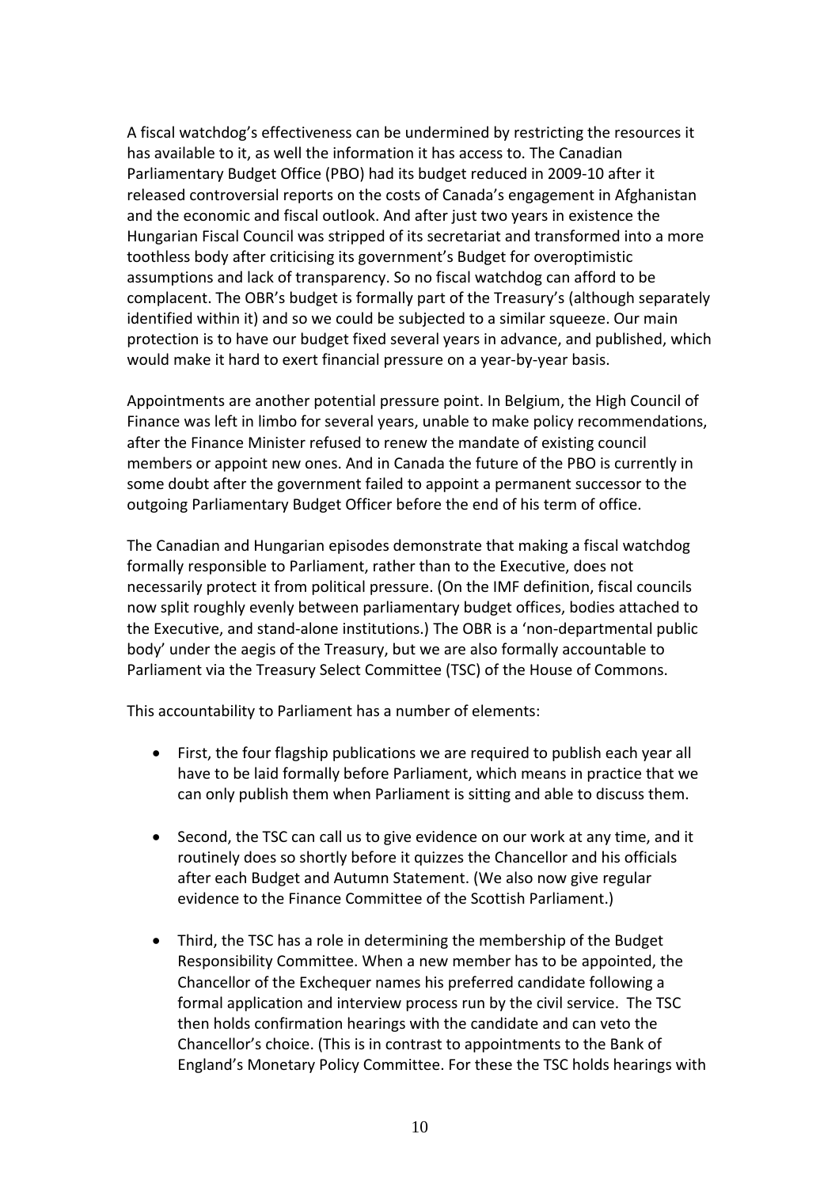A fiscal watchdog's effectiveness can be undermined by restricting the resources it has available to it, as well the information it has access to. The Canadian Parliamentary Budget Office (PBO) had its budget reduced in 2009-10 after it released controversial reports on the costs of Canada's engagement in Afghanistan and the economic and fiscal outlook. And after just two years in existence the Hungarian Fiscal Council was stripped of its secretariat and transformed into a more toothless body after criticising its government's Budget for overoptimistic assumptions and lack of transparency. So no fiscal watchdog can afford to be complacent. The OBR's budget is formally part of the Treasury's (although separately identified within it) and so we could be subjected to a similar squeeze. Our main protection is to have our budget fixed several years in advance, and published, which would make it hard to exert financial pressure on a year-by-year basis.

Appointments are another potential pressure point. In Belgium, the High Council of Finance was left in limbo for several years, unable to make policy recommendations, after the Finance Minister refused to renew the mandate of existing council members or appoint new ones. And in Canada the future of the PBO is currently in some doubt after the government failed to appoint a permanent successor to the outgoing Parliamentary Budget Officer before the end of his term of office.

The Canadian and Hungarian episodes demonstrate that making a fiscal watchdog formally responsible to Parliament, rather than to the Executive, does not necessarily protect it from political pressure. (On the IMF definition, fiscal councils now split roughly evenly between parliamentary budget offices, bodies attached to the Executive, and stand-alone institutions.) The OBR is a 'non-departmental public body' under the aegis of the Treasury, but we are also formally accountable to Parliament via the Treasury Select Committee (TSC) of the House of Commons.

This accountability to Parliament has a number of elements:

- First, the four flagship publications we are required to publish each year all have to be laid formally before Parliament, which means in practice that we can only publish them when Parliament is sitting and able to discuss them.

- Second, the TSC can call us to give evidence on our work at any time, and it routinely does so shortly before it quizzes the Chancellor and his officials after each Budget and Autumn Statement. (We also now give regular evidence to the Finance Committee of the Scottish Parliament.)

- Third, the TSC has a role in determining the membership of the Budget Responsibility Committee. When a new member has to be appointed, the Chancellor of the Exchequer names his preferred candidate following a formal application and interview process run by the civil service. The TSC then holds confirmation hearings with the candidate and can veto the Chancellor's choice. (This is in contrast to appointments to the Bank of England's Monetary Policy Committee. For these the TSC holds hearings with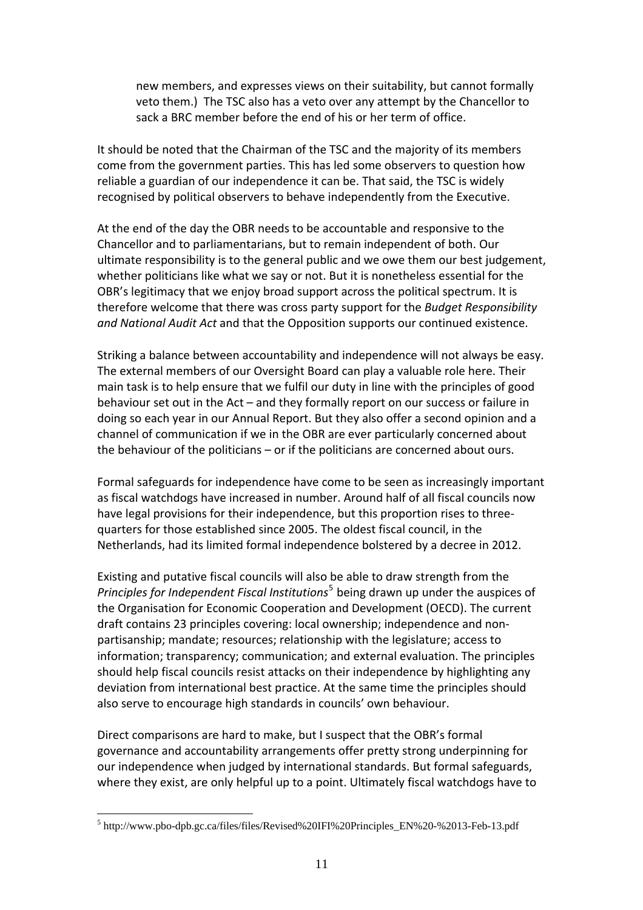new members, and expresses views on their suitability, but cannot formally veto them.) The TSC also has a veto over any attempt by the Chancellor to sack a BRC member before the end of his or her term of office.

It should be noted that the Chairman of the TSC and the majority of its members come from the government parties. This has led some observers to question how reliable a guardian of our independence it can be. That said, the TSC is widely recognised by political observers to behave independently from the Executive.

At the end of the day the OBR needs to be accountable and responsive to the Chancellor and to parliamentarians, but to remain independent of both. Our ultimate responsibility is to the general public and we owe them our best judgement, whether politicians like what we say or not. But it is nonetheless essential for the OBR's legitimacy that we enjoy broad support across the political spectrum. It is therefore welcome that there was cross party support for the *Budget Responsibility and National Audit Act* and that the Opposition supports our continued existence.

Striking a balance between accountability and independence will not always be easy. The external members of our Oversight Board can play a valuable role here. Their main task is to help ensure that we fulfil our duty in line with the principles of good behaviour set out in the Act – and they formally report on our success or failure in doing so each year in our Annual Report. But they also offer a second opinion and a channel of communication if we in the OBR are ever particularly concerned about the behaviour of the politicians – or if the politicians are concerned about ours.

Formal safeguards for independence have come to be seen as increasingly important as fiscal watchdogs have increased in number. Around half of all fiscal councils now have legal provisions for their independence, but this proportion rises to three-quarters for those established since 2005. The oldest fiscal council, in the Netherlands, had its limited formal independence bolstered by a decree in 2012.

Existing and putative fiscal councils will also be able to draw strength from the *Principles for Independent Fiscal Institutions*[5] being drawn up under the auspices of the Organisation for Economic Cooperation and Development (OECD). The current draft contains 23 principles covering: local ownership; independence and non-partisanship; mandate; resources; relationship with the legislature; access to information; transparency; communication; and external evaluation. The principles should help fiscal councils resist attacks on their independence by highlighting any deviation from international best practice. At the same time the principles should also serve to encourage high standards in councils' own behaviour.

Direct comparisons are hard to make, but I suspect that the OBR's formal governance and accountability arrangements offer pretty strong underpinning for our independence when judged by international standards. But formal safeguards, where they exist, are only helpful up to a point. Ultimately fiscal watchdogs have to

[5] http://www.pbo-dpb.gc.ca/files/files/Revised%20IFI%20Principles_EN%20-%2013-Feb-13.pdf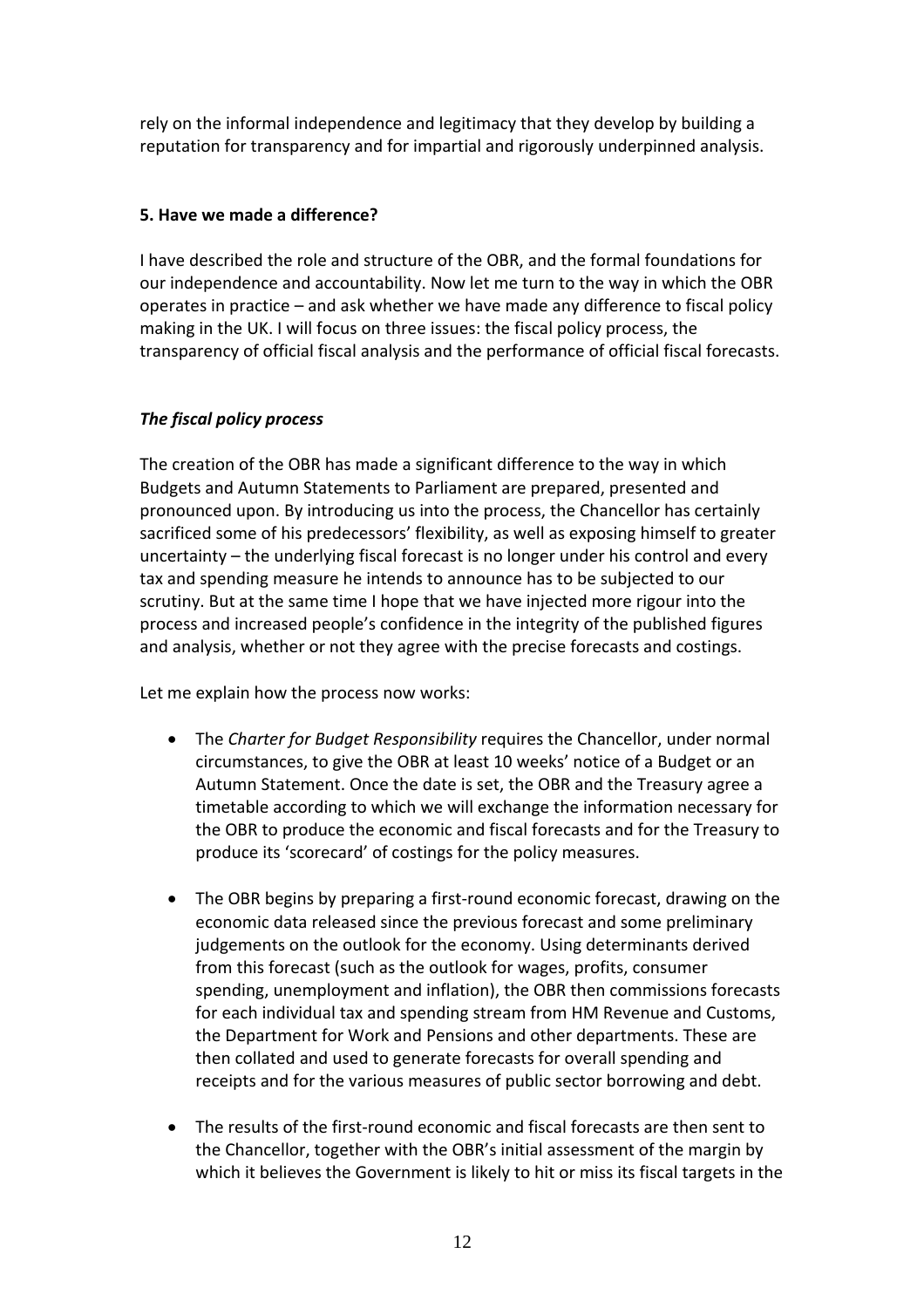rely on the informal independence and legitimacy that they develop by building a reputation for transparency and for impartial and rigorously underpinned analysis.

## 5. Have we made a difference?

I have described the role and structure of the OBR, and the formal foundations for our independence and accountability. Now let me turn to the way in which the OBR operates in practice – and ask whether we have made any difference to fiscal policy making in the UK. I will focus on three issues: the fiscal policy process, the transparency of official fiscal analysis and the performance of official fiscal forecasts.

### *The fiscal policy process*

The creation of the OBR has made a significant difference to the way in which Budgets and Autumn Statements to Parliament are prepared, presented and pronounced upon. By introducing us into the process, the Chancellor has certainly sacrificed some of his predecessors' flexibility, as well as exposing himself to greater uncertainty – the underlying fiscal forecast is no longer under his control and every tax and spending measure he intends to announce has to be subjected to our scrutiny. But at the same time I hope that we have injected more rigour into the process and increased people's confidence in the integrity of the published figures and analysis, whether or not they agree with the precise forecasts and costings.

Let me explain how the process now works:

- The *Charter for Budget Responsibility* requires the Chancellor, under normal circumstances, to give the OBR at least 10 weeks' notice of a Budget or an Autumn Statement. Once the date is set, the OBR and the Treasury agree a timetable according to which we will exchange the information necessary for the OBR to produce the economic and fiscal forecasts and for the Treasury to produce its 'scorecard' of costings for the policy measures.

- The OBR begins by preparing a first-round economic forecast, drawing on the economic data released since the previous forecast and some preliminary judgements on the outlook for the economy. Using determinants derived from this forecast (such as the outlook for wages, profits, consumer spending, unemployment and inflation), the OBR then commissions forecasts for each individual tax and spending stream from HM Revenue and Customs, the Department for Work and Pensions and other departments. These are then collated and used to generate forecasts for overall spending and receipts and for the various measures of public sector borrowing and debt.

- The results of the first-round economic and fiscal forecasts are then sent to the Chancellor, together with the OBR's initial assessment of the margin by which it believes the Government is likely to hit or miss its fiscal targets in the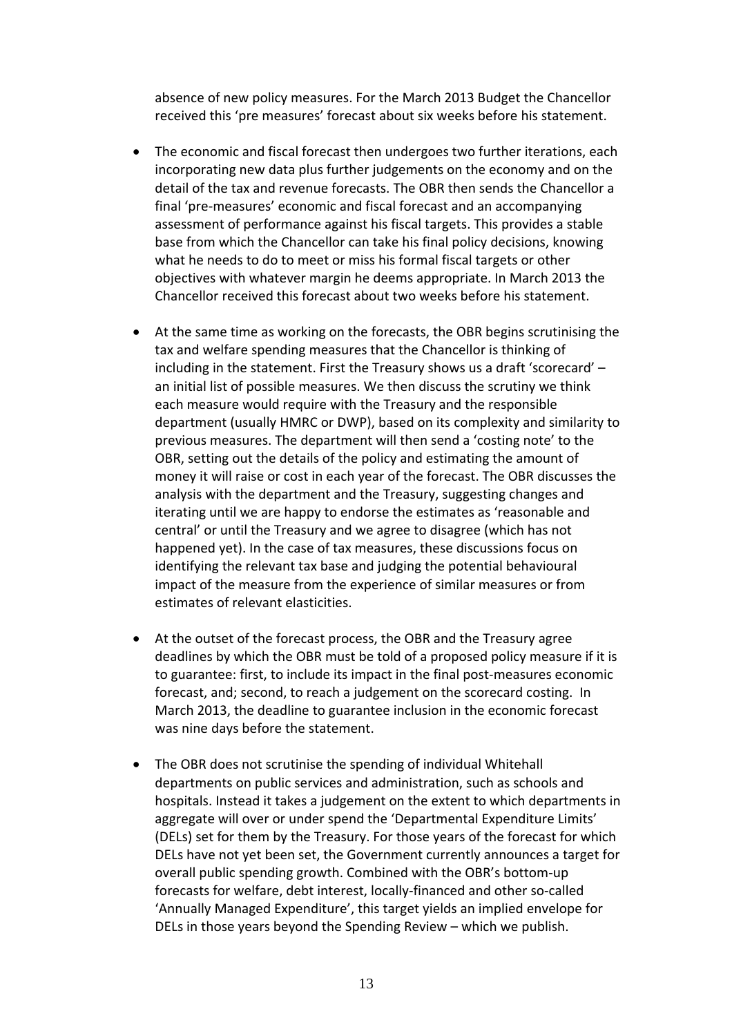absence of new policy measures. For the March 2013 Budget the Chancellor received this 'pre measures' forecast about six weeks before his statement.

- The economic and fiscal forecast then undergoes two further iterations, each incorporating new data plus further judgements on the economy and on the detail of the tax and revenue forecasts. The OBR then sends the Chancellor a final 'pre-measures' economic and fiscal forecast and an accompanying assessment of performance against his fiscal targets. This provides a stable base from which the Chancellor can take his final policy decisions, knowing what he needs to do to meet or miss his formal fiscal targets or other objectives with whatever margin he deems appropriate. In March 2013 the Chancellor received this forecast about two weeks before his statement.

- At the same time as working on the forecasts, the OBR begins scrutinising the tax and welfare spending measures that the Chancellor is thinking of including in the statement. First the Treasury shows us a draft 'scorecard' – an initial list of possible measures. We then discuss the scrutiny we think each measure would require with the Treasury and the responsible department (usually HMRC or DWP), based on its complexity and similarity to previous measures. The department will then send a 'costing note' to the OBR, setting out the details of the policy and estimating the amount of money it will raise or cost in each year of the forecast. The OBR discusses the analysis with the department and the Treasury, suggesting changes and iterating until we are happy to endorse the estimates as 'reasonable and central' or until the Treasury and we agree to disagree (which has not happened yet). In the case of tax measures, these discussions focus on identifying the relevant tax base and judging the potential behavioural impact of the measure from the experience of similar measures or from estimates of relevant elasticities.

- At the outset of the forecast process, the OBR and the Treasury agree deadlines by which the OBR must be told of a proposed policy measure if it is to guarantee: first, to include its impact in the final post-measures economic forecast, and; second, to reach a judgement on the scorecard costing. In March 2013, the deadline to guarantee inclusion in the economic forecast was nine days before the statement.

- The OBR does not scrutinise the spending of individual Whitehall departments on public services and administration, such as schools and hospitals. Instead it takes a judgement on the extent to which departments in aggregate will over or under spend the 'Departmental Expenditure Limits' (DELs) set for them by the Treasury. For those years of the forecast for which DELs have not yet been set, the Government currently announces a target for overall public spending growth. Combined with the OBR's bottom-up forecasts for welfare, debt interest, locally-financed and other so-called 'Annually Managed Expenditure', this target yields an implied envelope for DELs in those years beyond the Spending Review – which we publish.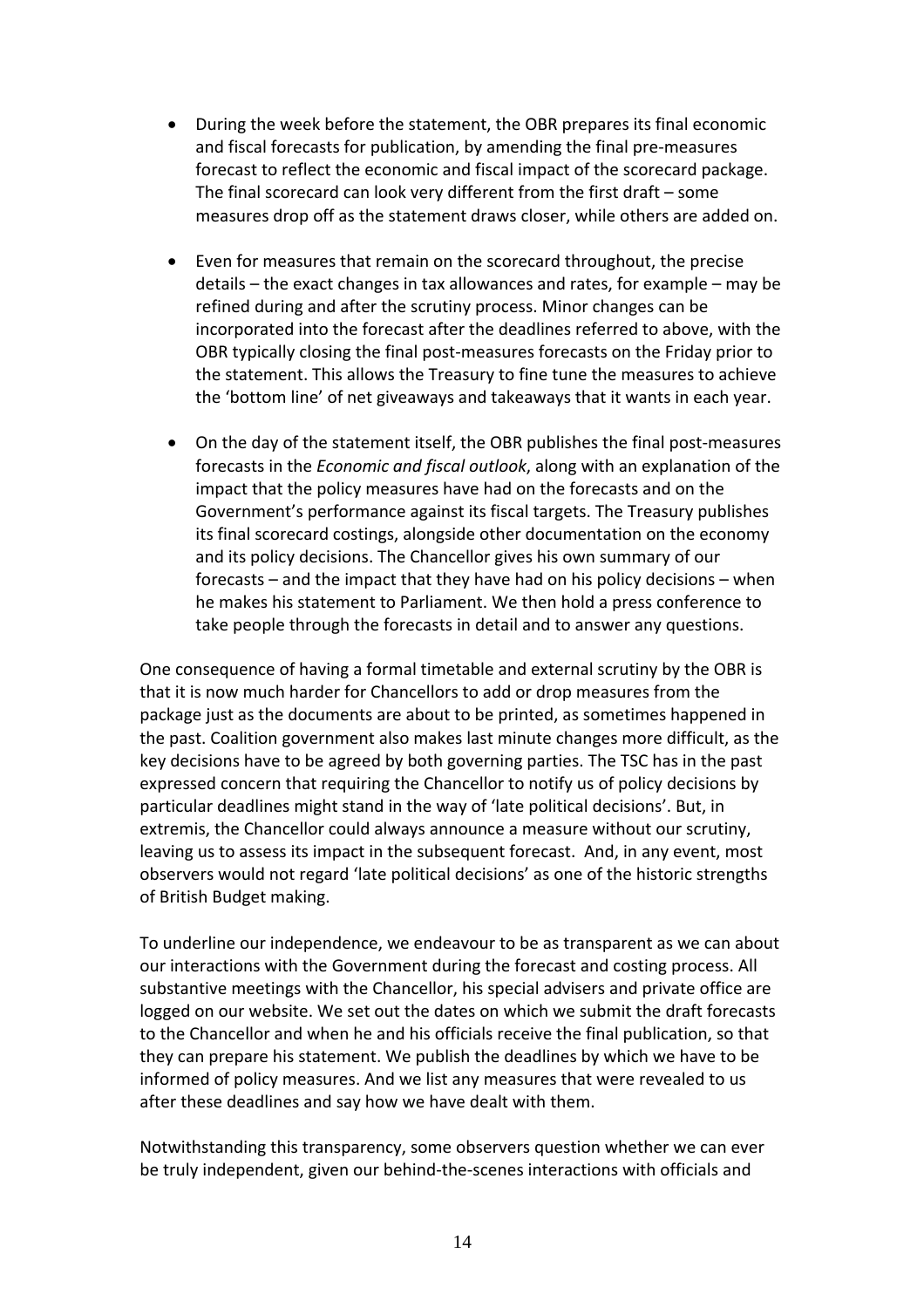- During the week before the statement, the OBR prepares its final economic and fiscal forecasts for publication, by amending the final pre-measures forecast to reflect the economic and fiscal impact of the scorecard package. The final scorecard can look very different from the first draft – some measures drop off as the statement draws closer, while others are added on.

- Even for measures that remain on the scorecard throughout, the precise details – the exact changes in tax allowances and rates, for example – may be refined during and after the scrutiny process. Minor changes can be incorporated into the forecast after the deadlines referred to above, with the OBR typically closing the final post-measures forecasts on the Friday prior to the statement. This allows the Treasury to fine tune the measures to achieve the 'bottom line' of net giveaways and takeaways that it wants in each year.

- On the day of the statement itself, the OBR publishes the final post-measures forecasts in the *Economic and fiscal outlook*, along with an explanation of the impact that the policy measures have had on the forecasts and on the Government's performance against its fiscal targets. The Treasury publishes its final scorecard costings, alongside other documentation on the economy and its policy decisions. The Chancellor gives his own summary of our forecasts – and the impact that they have had on his policy decisions – when he makes his statement to Parliament. We then hold a press conference to take people through the forecasts in detail and to answer any questions.

One consequence of having a formal timetable and external scrutiny by the OBR is that it is now much harder for Chancellors to add or drop measures from the package just as the documents are about to be printed, as sometimes happened in the past. Coalition government also makes last minute changes more difficult, as the key decisions have to be agreed by both governing parties. The TSC has in the past expressed concern that requiring the Chancellor to notify us of policy decisions by particular deadlines might stand in the way of 'late political decisions'. But, in extremis, the Chancellor could always announce a measure without our scrutiny, leaving us to assess its impact in the subsequent forecast. And, in any event, most observers would not regard 'late political decisions' as one of the historic strengths of British Budget making.

To underline our independence, we endeavour to be as transparent as we can about our interactions with the Government during the forecast and costing process. All substantive meetings with the Chancellor, his special advisers and private office are logged on our website. We set out the dates on which we submit the draft forecasts to the Chancellor and when he and his officials receive the final publication, so that they can prepare his statement. We publish the deadlines by which we have to be informed of policy measures. And we list any measures that were revealed to us after these deadlines and say how we have dealt with them.

Notwithstanding this transparency, some observers question whether we can ever be truly independent, given our behind-the-scenes interactions with officials and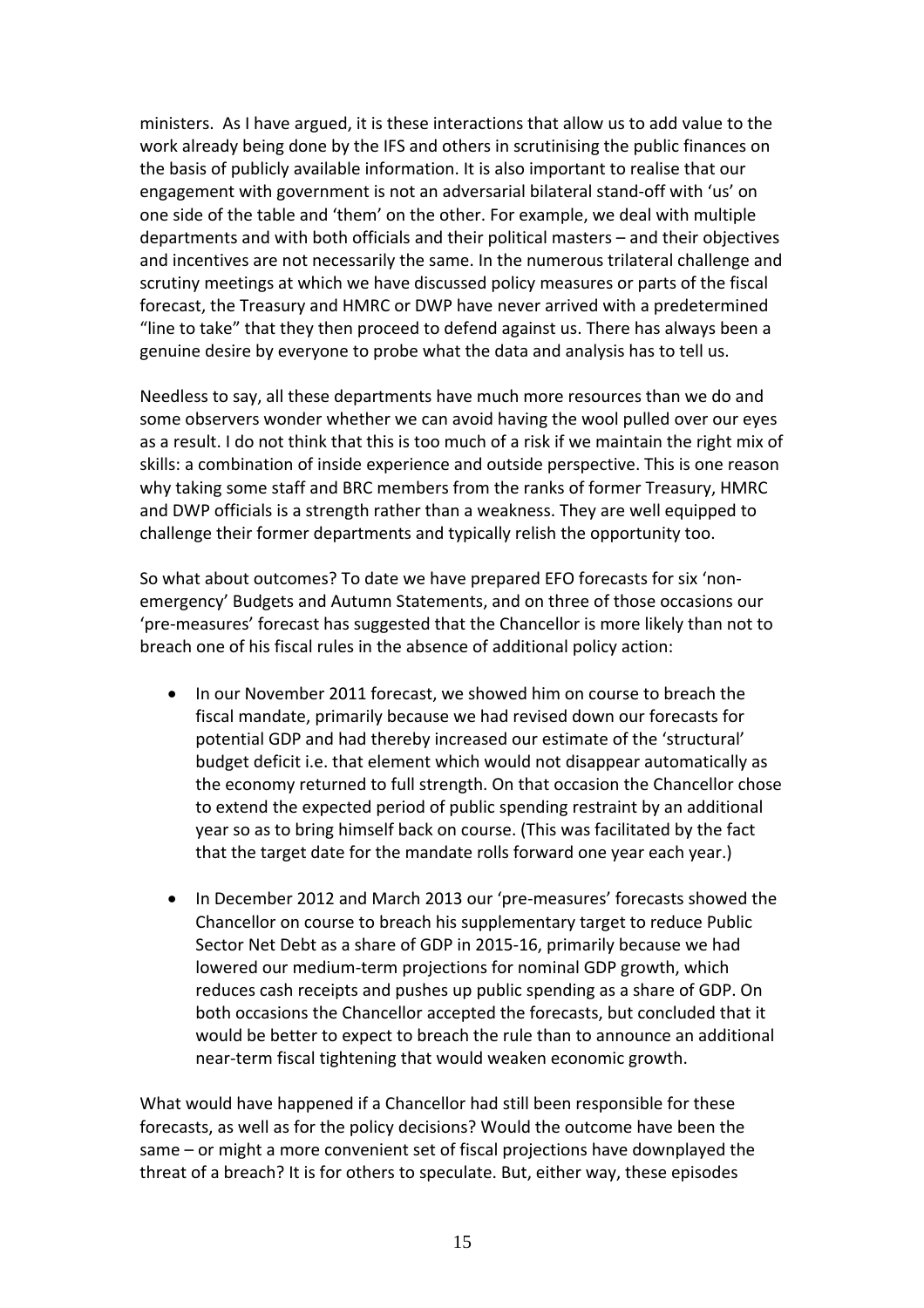ministers. As I have argued, it is these interactions that allow us to add value to the work already being done by the IFS and others in scrutinising the public finances on the basis of publicly available information. It is also important to realise that our engagement with government is not an adversarial bilateral stand-off with 'us' on one side of the table and 'them' on the other. For example, we deal with multiple departments and with both officials and their political masters – and their objectives and incentives are not necessarily the same. In the numerous trilateral challenge and scrutiny meetings at which we have discussed policy measures or parts of the fiscal forecast, the Treasury and HMRC or DWP have never arrived with a predetermined "line to take" that they then proceed to defend against us. There has always been a genuine desire by everyone to probe what the data and analysis has to tell us.

Needless to say, all these departments have much more resources than we do and some observers wonder whether we can avoid having the wool pulled over our eyes as a result. I do not think that this is too much of a risk if we maintain the right mix of skills: a combination of inside experience and outside perspective. This is one reason why taking some staff and BRC members from the ranks of former Treasury, HMRC and DWP officials is a strength rather than a weakness. They are well equipped to challenge their former departments and typically relish the opportunity too.

So what about outcomes? To date we have prepared EFO forecasts for six 'non-emergency' Budgets and Autumn Statements, and on three of those occasions our 'pre-measures' forecast has suggested that the Chancellor is more likely than not to breach one of his fiscal rules in the absence of additional policy action:

- In our November 2011 forecast, we showed him on course to breach the fiscal mandate, primarily because we had revised down our forecasts for potential GDP and had thereby increased our estimate of the 'structural' budget deficit i.e. that element which would not disappear automatically as the economy returned to full strength. On that occasion the Chancellor chose to extend the expected period of public spending restraint by an additional year so as to bring himself back on course. (This was facilitated by the fact that the target date for the mandate rolls forward one year each year.)

- In December 2012 and March 2013 our 'pre-measures' forecasts showed the Chancellor on course to breach his supplementary target to reduce Public Sector Net Debt as a share of GDP in 2015-16, primarily because we had lowered our medium-term projections for nominal GDP growth, which reduces cash receipts and pushes up public spending as a share of GDP. On both occasions the Chancellor accepted the forecasts, but concluded that it would be better to expect to breach the rule than to announce an additional near-term fiscal tightening that would weaken economic growth.

What would have happened if a Chancellor had still been responsible for these forecasts, as well as for the policy decisions? Would the outcome have been the same – or might a more convenient set of fiscal projections have downplayed the threat of a breach? It is for others to speculate. But, either way, these episodes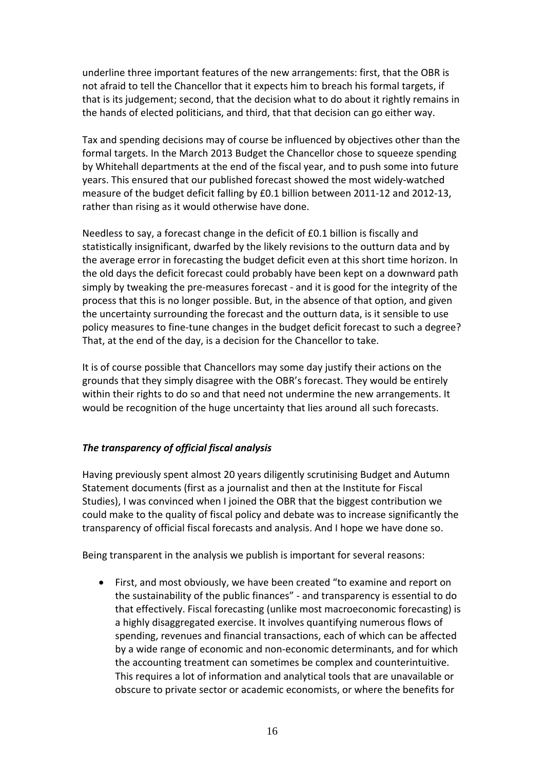underline three important features of the new arrangements: first, that the OBR is not afraid to tell the Chancellor that it expects him to breach his formal targets, if that is its judgement; second, that the decision what to do about it rightly remains in the hands of elected politicians, and third, that that decision can go either way.

Tax and spending decisions may of course be influenced by objectives other than the formal targets. In the March 2013 Budget the Chancellor chose to squeeze spending by Whitehall departments at the end of the fiscal year, and to push some into future years. This ensured that our published forecast showed the most widely-watched measure of the budget deficit falling by £0.1 billion between 2011-12 and 2012-13, rather than rising as it would otherwise have done.

Needless to say, a forecast change in the deficit of £0.1 billion is fiscally and statistically insignificant, dwarfed by the likely revisions to the outturn data and by the average error in forecasting the budget deficit even at this short time horizon. In the old days the deficit forecast could probably have been kept on a downward path simply by tweaking the pre-measures forecast - and it is good for the integrity of the process that this is no longer possible. But, in the absence of that option, and given the uncertainty surrounding the forecast and the outturn data, is it sensible to use policy measures to fine-tune changes in the budget deficit forecast to such a degree? That, at the end of the day, is a decision for the Chancellor to take.

It is of course possible that Chancellors may some day justify their actions on the grounds that they simply disagree with the OBR's forecast. They would be entirely within their rights to do so and that need not undermine the new arrangements. It would be recognition of the huge uncertainty that lies around all such forecasts.

***The transparency of official fiscal analysis***

Having previously spent almost 20 years diligently scrutinising Budget and Autumn Statement documents (first as a journalist and then at the Institute for Fiscal Studies), I was convinced when I joined the OBR that the biggest contribution we could make to the quality of fiscal policy and debate was to increase significantly the transparency of official fiscal forecasts and analysis. And I hope we have done so.

Being transparent in the analysis we publish is important for several reasons:

- First, and most obviously, we have been created "to examine and report on the sustainability of the public finances" - and transparency is essential to do that effectively. Fiscal forecasting (unlike most macroeconomic forecasting) is a highly disaggregated exercise. It involves quantifying numerous flows of spending, revenues and financial transactions, each of which can be affected by a wide range of economic and non-economic determinants, and for which the accounting treatment can sometimes be complex and counterintuitive. This requires a lot of information and analytical tools that are unavailable or obscure to private sector or academic economists, or where the benefits for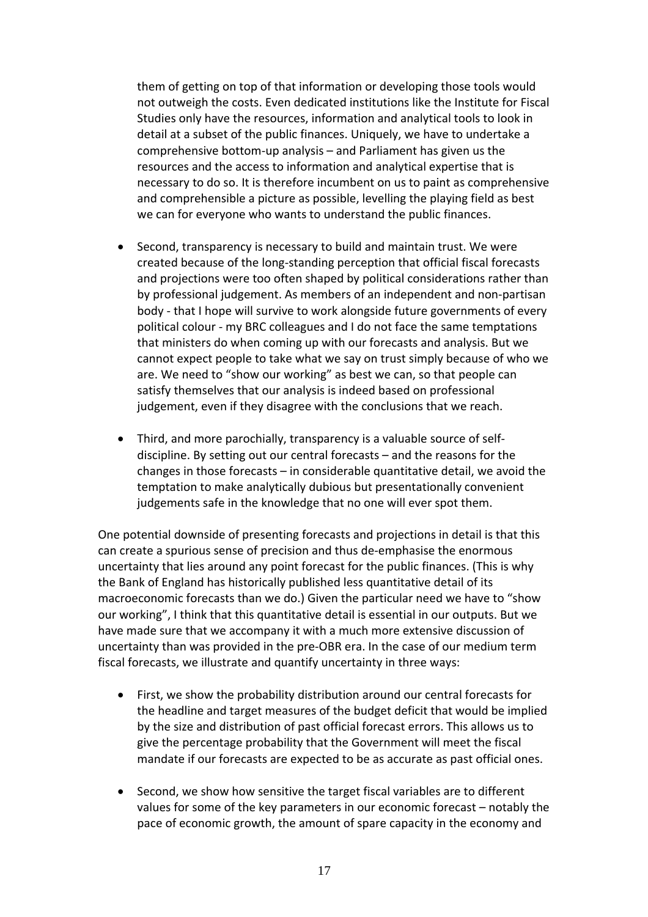them of getting on top of that information or developing those tools would not outweigh the costs. Even dedicated institutions like the Institute for Fiscal Studies only have the resources, information and analytical tools to look in detail at a subset of the public finances. Uniquely, we have to undertake a comprehensive bottom-up analysis – and Parliament has given us the resources and the access to information and analytical expertise that is necessary to do so. It is therefore incumbent on us to paint as comprehensive and comprehensible a picture as possible, levelling the playing field as best we can for everyone who wants to understand the public finances.

- Second, transparency is necessary to build and maintain trust. We were created because of the long-standing perception that official fiscal forecasts and projections were too often shaped by political considerations rather than by professional judgement. As members of an independent and non-partisan body - that I hope will survive to work alongside future governments of every political colour - my BRC colleagues and I do not face the same temptations that ministers do when coming up with our forecasts and analysis. But we cannot expect people to take what we say on trust simply because of who we are. We need to "show our working" as best we can, so that people can satisfy themselves that our analysis is indeed based on professional judgement, even if they disagree with the conclusions that we reach.

- Third, and more parochially, transparency is a valuable source of self-discipline. By setting out our central forecasts – and the reasons for the changes in those forecasts – in considerable quantitative detail, we avoid the temptation to make analytically dubious but presentationally convenient judgements safe in the knowledge that no one will ever spot them.

One potential downside of presenting forecasts and projections in detail is that this can create a spurious sense of precision and thus de-emphasise the enormous uncertainty that lies around any point forecast for the public finances. (This is why the Bank of England has historically published less quantitative detail of its macroeconomic forecasts than we do.) Given the particular need we have to "show our working", I think that this quantitative detail is essential in our outputs. But we have made sure that we accompany it with a much more extensive discussion of uncertainty than was provided in the pre-OBR era. In the case of our medium term fiscal forecasts, we illustrate and quantify uncertainty in three ways:

- First, we show the probability distribution around our central forecasts for the headline and target measures of the budget deficit that would be implied by the size and distribution of past official forecast errors. This allows us to give the percentage probability that the Government will meet the fiscal mandate if our forecasts are expected to be as accurate as past official ones.

- Second, we show how sensitive the target fiscal variables are to different values for some of the key parameters in our economic forecast – notably the pace of economic growth, the amount of spare capacity in the economy and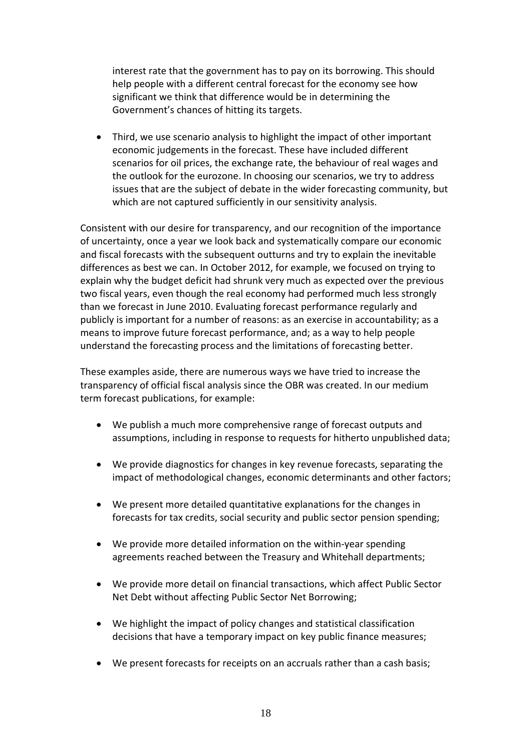interest rate that the government has to pay on its borrowing. This should help people with a different central forecast for the economy see how significant we think that difference would be in determining the Government's chances of hitting its targets.

- Third, we use scenario analysis to highlight the impact of other important economic judgements in the forecast. These have included different scenarios for oil prices, the exchange rate, the behaviour of real wages and the outlook for the eurozone. In choosing our scenarios, we try to address issues that are the subject of debate in the wider forecasting community, but which are not captured sufficiently in our sensitivity analysis.

Consistent with our desire for transparency, and our recognition of the importance of uncertainty, once a year we look back and systematically compare our economic and fiscal forecasts with the subsequent outturns and try to explain the inevitable differences as best we can. In October 2012, for example, we focused on trying to explain why the budget deficit had shrunk very much as expected over the previous two fiscal years, even though the real economy had performed much less strongly than we forecast in June 2010. Evaluating forecast performance regularly and publicly is important for a number of reasons: as an exercise in accountability; as a means to improve future forecast performance, and; as a way to help people understand the forecasting process and the limitations of forecasting better.

These examples aside, there are numerous ways we have tried to increase the transparency of official fiscal analysis since the OBR was created. In our medium term forecast publications, for example:

- We publish a much more comprehensive range of forecast outputs and assumptions, including in response to requests for hitherto unpublished data;
- We provide diagnostics for changes in key revenue forecasts, separating the impact of methodological changes, economic determinants and other factors;
- We present more detailed quantitative explanations for the changes in forecasts for tax credits, social security and public sector pension spending;
- We provide more detailed information on the within-year spending agreements reached between the Treasury and Whitehall departments;
- We provide more detail on financial transactions, which affect Public Sector Net Debt without affecting Public Sector Net Borrowing;
- We highlight the impact of policy changes and statistical classification decisions that have a temporary impact on key public finance measures;
- We present forecasts for receipts on an accruals rather than a cash basis;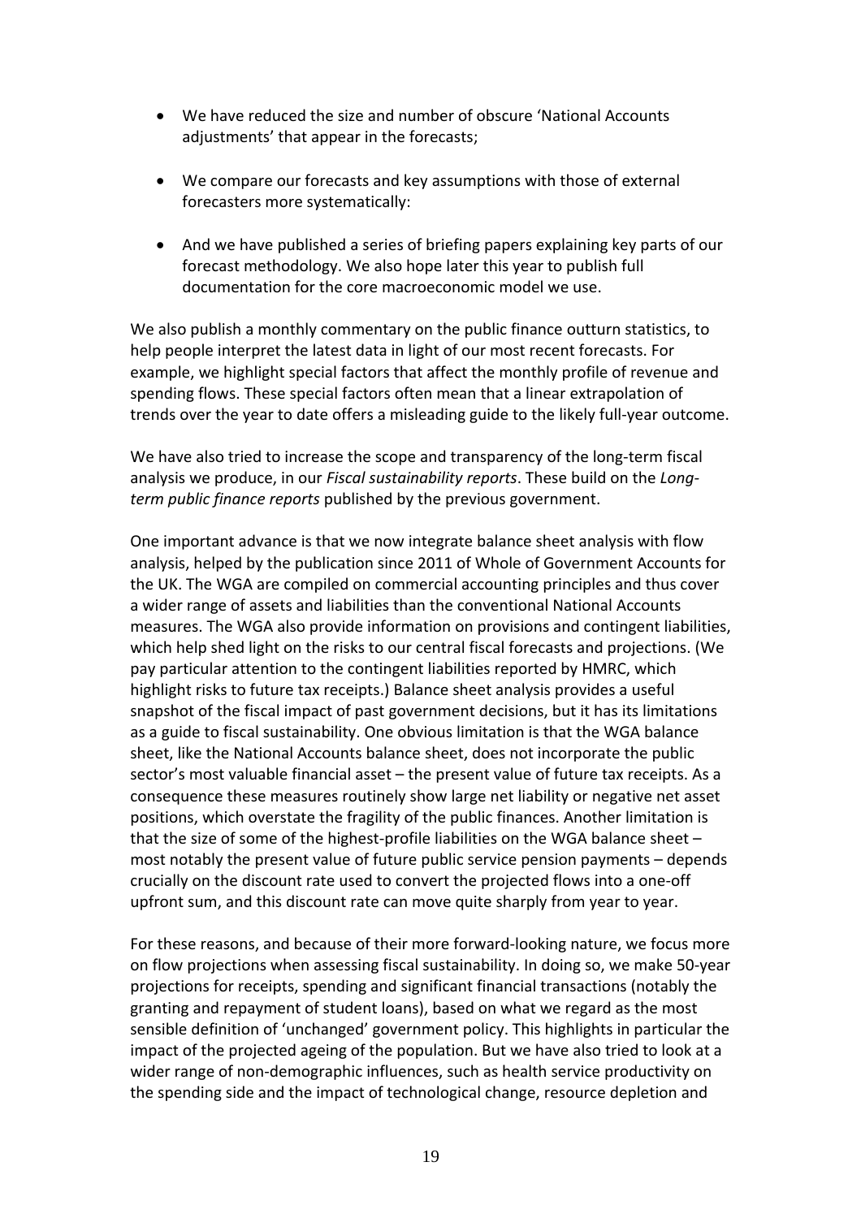- We have reduced the size and number of obscure 'National Accounts adjustments' that appear in the forecasts;

- We compare our forecasts and key assumptions with those of external forecasters more systematically:

- And we have published a series of briefing papers explaining key parts of our forecast methodology. We also hope later this year to publish full documentation for the core macroeconomic model we use.

We also publish a monthly commentary on the public finance outturn statistics, to help people interpret the latest data in light of our most recent forecasts. For example, we highlight special factors that affect the monthly profile of revenue and spending flows. These special factors often mean that a linear extrapolation of trends over the year to date offers a misleading guide to the likely full-year outcome.

We have also tried to increase the scope and transparency of the long-term fiscal analysis we produce, in our *Fiscal sustainability reports*. These build on the *Long-term public finance reports* published by the previous government.

One important advance is that we now integrate balance sheet analysis with flow analysis, helped by the publication since 2011 of Whole of Government Accounts for the UK. The WGA are compiled on commercial accounting principles and thus cover a wider range of assets and liabilities than the conventional National Accounts measures. The WGA also provide information on provisions and contingent liabilities, which help shed light on the risks to our central fiscal forecasts and projections. (We pay particular attention to the contingent liabilities reported by HMRC, which highlight risks to future tax receipts.) Balance sheet analysis provides a useful snapshot of the fiscal impact of past government decisions, but it has its limitations as a guide to fiscal sustainability. One obvious limitation is that the WGA balance sheet, like the National Accounts balance sheet, does not incorporate the public sector's most valuable financial asset – the present value of future tax receipts. As a consequence these measures routinely show large net liability or negative net asset positions, which overstate the fragility of the public finances. Another limitation is that the size of some of the highest-profile liabilities on the WGA balance sheet – most notably the present value of future public service pension payments – depends crucially on the discount rate used to convert the projected flows into a one-off upfront sum, and this discount rate can move quite sharply from year to year.

For these reasons, and because of their more forward-looking nature, we focus more on flow projections when assessing fiscal sustainability. In doing so, we make 50-year projections for receipts, spending and significant financial transactions (notably the granting and repayment of student loans), based on what we regard as the most sensible definition of 'unchanged' government policy. This highlights in particular the impact of the projected ageing of the population. But we have also tried to look at a wider range of non-demographic influences, such as health service productivity on the spending side and the impact of technological change, resource depletion and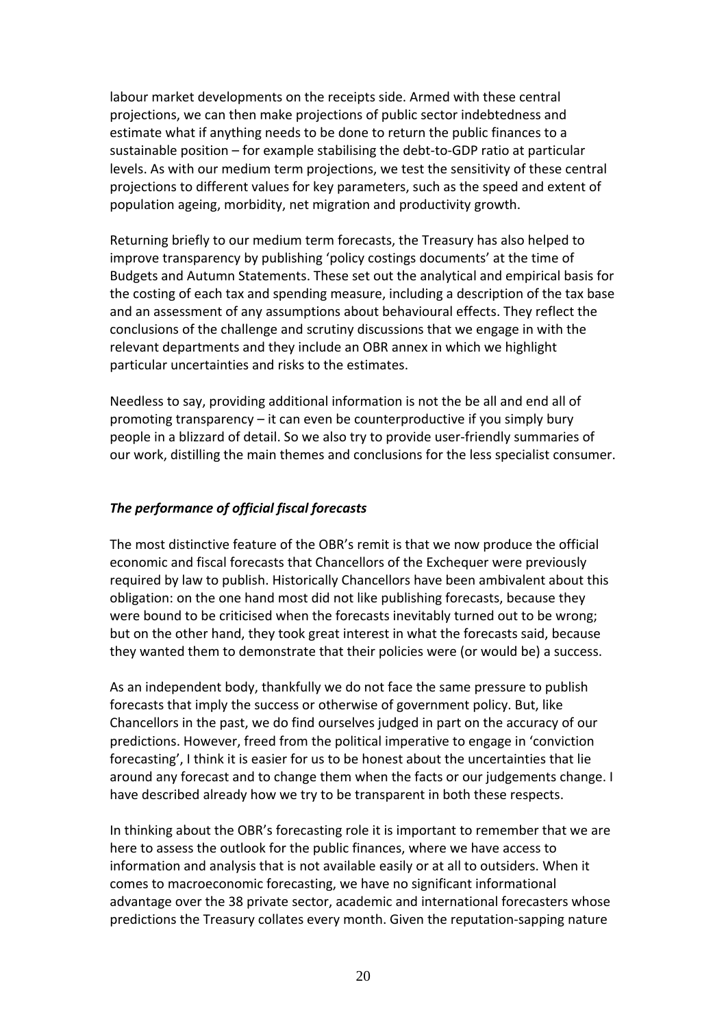labour market developments on the receipts side. Armed with these central projections, we can then make projections of public sector indebtedness and estimate what if anything needs to be done to return the public finances to a sustainable position – for example stabilising the debt-to-GDP ratio at particular levels. As with our medium term projections, we test the sensitivity of these central projections to different values for key parameters, such as the speed and extent of population ageing, morbidity, net migration and productivity growth.

Returning briefly to our medium term forecasts, the Treasury has also helped to improve transparency by publishing 'policy costings documents' at the time of Budgets and Autumn Statements. These set out the analytical and empirical basis for the costing of each tax and spending measure, including a description of the tax base and an assessment of any assumptions about behavioural effects. They reflect the conclusions of the challenge and scrutiny discussions that we engage in with the relevant departments and they include an OBR annex in which we highlight particular uncertainties and risks to the estimates.

Needless to say, providing additional information is not the be all and end all of promoting transparency – it can even be counterproductive if you simply bury people in a blizzard of detail. So we also try to provide user-friendly summaries of our work, distilling the main themes and conclusions for the less specialist consumer.

### ***The performance of official fiscal forecasts***

The most distinctive feature of the OBR's remit is that we now produce the official economic and fiscal forecasts that Chancellors of the Exchequer were previously required by law to publish. Historically Chancellors have been ambivalent about this obligation: on the one hand most did not like publishing forecasts, because they were bound to be criticised when the forecasts inevitably turned out to be wrong; but on the other hand, they took great interest in what the forecasts said, because they wanted them to demonstrate that their policies were (or would be) a success.

As an independent body, thankfully we do not face the same pressure to publish forecasts that imply the success or otherwise of government policy. But, like Chancellors in the past, we do find ourselves judged in part on the accuracy of our predictions. However, freed from the political imperative to engage in 'conviction forecasting', I think it is easier for us to be honest about the uncertainties that lie around any forecast and to change them when the facts or our judgements change. I have described already how we try to be transparent in both these respects.

In thinking about the OBR's forecasting role it is important to remember that we are here to assess the outlook for the public finances, where we have access to information and analysis that is not available easily or at all to outsiders. When it comes to macroeconomic forecasting, we have no significant informational advantage over the 38 private sector, academic and international forecasters whose predictions the Treasury collates every month. Given the reputation-sapping nature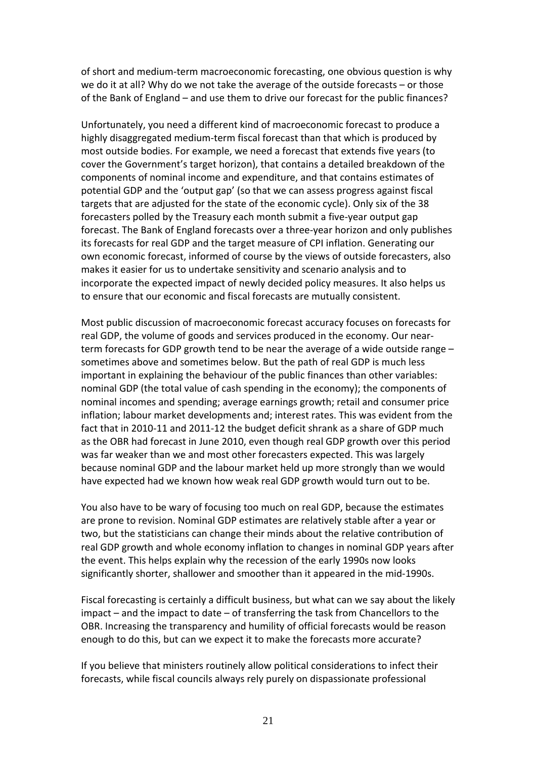of short and medium-term macroeconomic forecasting, one obvious question is why we do it at all? Why do we not take the average of the outside forecasts – or those of the Bank of England – and use them to drive our forecast for the public finances?

Unfortunately, you need a different kind of macroeconomic forecast to produce a highly disaggregated medium-term fiscal forecast than that which is produced by most outside bodies. For example, we need a forecast that extends five years (to cover the Government's target horizon), that contains a detailed breakdown of the components of nominal income and expenditure, and that contains estimates of potential GDP and the 'output gap' (so that we can assess progress against fiscal targets that are adjusted for the state of the economic cycle). Only six of the 38 forecasters polled by the Treasury each month submit a five-year output gap forecast. The Bank of England forecasts over a three-year horizon and only publishes its forecasts for real GDP and the target measure of CPI inflation. Generating our own economic forecast, informed of course by the views of outside forecasters, also makes it easier for us to undertake sensitivity and scenario analysis and to incorporate the expected impact of newly decided policy measures. It also helps us to ensure that our economic and fiscal forecasts are mutually consistent.

Most public discussion of macroeconomic forecast accuracy focuses on forecasts for real GDP, the volume of goods and services produced in the economy. Our near-term forecasts for GDP growth tend to be near the average of a wide outside range – sometimes above and sometimes below. But the path of real GDP is much less important in explaining the behaviour of the public finances than other variables: nominal GDP (the total value of cash spending in the economy); the components of nominal incomes and spending; average earnings growth; retail and consumer price inflation; labour market developments and; interest rates. This was evident from the fact that in 2010-11 and 2011-12 the budget deficit shrank as a share of GDP much as the OBR had forecast in June 2010, even though real GDP growth over this period was far weaker than we and most other forecasters expected. This was largely because nominal GDP and the labour market held up more strongly than we would have expected had we known how weak real GDP growth would turn out to be.

You also have to be wary of focusing too much on real GDP, because the estimates are prone to revision. Nominal GDP estimates are relatively stable after a year or two, but the statisticians can change their minds about the relative contribution of real GDP growth and whole economy inflation to changes in nominal GDP years after the event. This helps explain why the recession of the early 1990s now looks significantly shorter, shallower and smoother than it appeared in the mid-1990s.

Fiscal forecasting is certainly a difficult business, but what can we say about the likely impact – and the impact to date – of transferring the task from Chancellors to the OBR. Increasing the transparency and humility of official forecasts would be reason enough to do this, but can we expect it to make the forecasts more accurate?

If you believe that ministers routinely allow political considerations to infect their forecasts, while fiscal councils always rely purely on dispassionate professional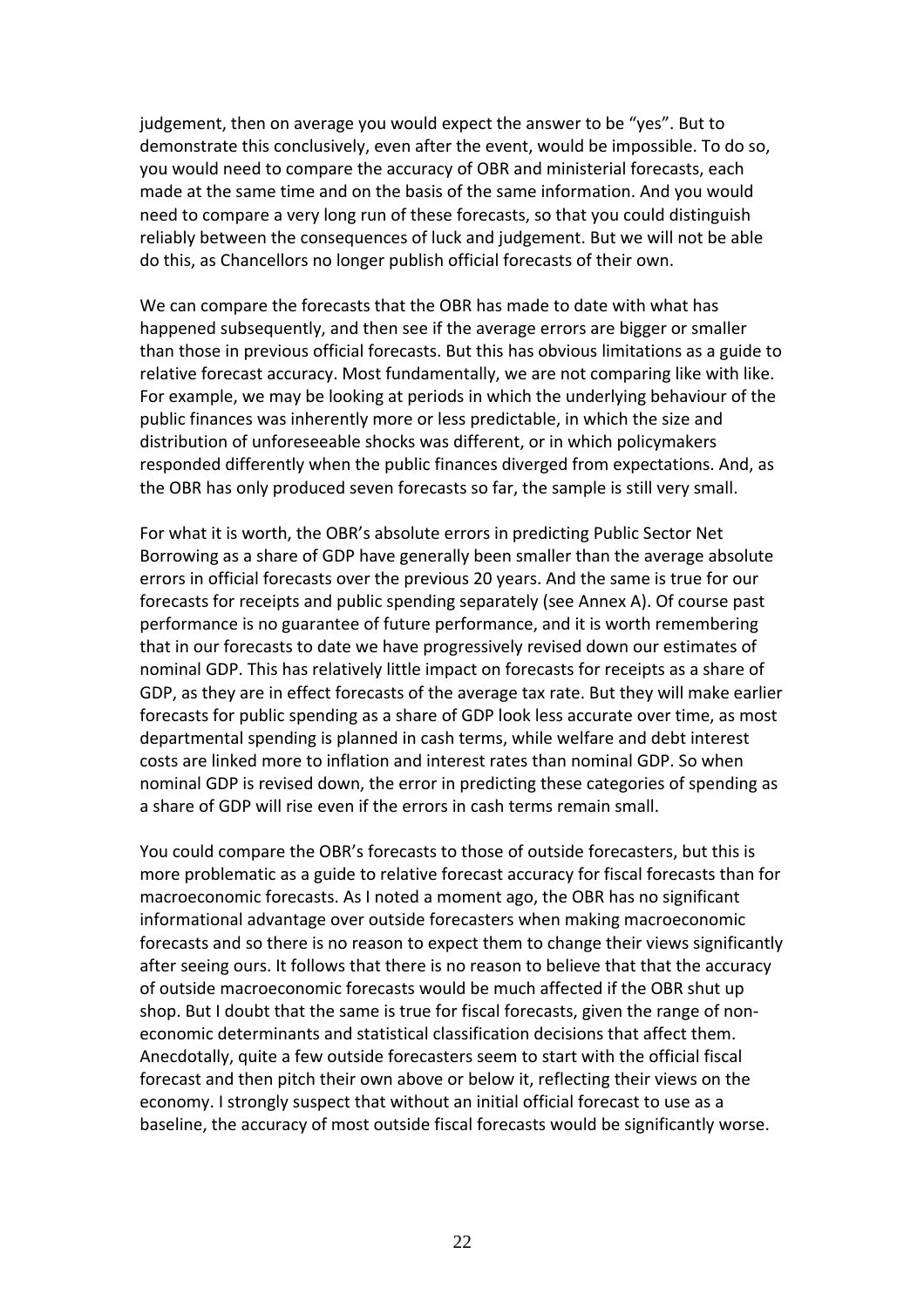judgement, then on average you would expect the answer to be "yes". But to demonstrate this conclusively, even after the event, would be impossible. To do so, you would need to compare the accuracy of OBR and ministerial forecasts, each made at the same time and on the basis of the same information. And you would need to compare a very long run of these forecasts, so that you could distinguish reliably between the consequences of luck and judgement. But we will not be able do this, as Chancellors no longer publish official forecasts of their own.

We can compare the forecasts that the OBR has made to date with what has happened subsequently, and then see if the average errors are bigger or smaller than those in previous official forecasts. But this has obvious limitations as a guide to relative forecast accuracy. Most fundamentally, we are not comparing like with like. For example, we may be looking at periods in which the underlying behaviour of the public finances was inherently more or less predictable, in which the size and distribution of unforeseeable shocks was different, or in which policymakers responded differently when the public finances diverged from expectations. And, as the OBR has only produced seven forecasts so far, the sample is still very small.

For what it is worth, the OBR's absolute errors in predicting Public Sector Net Borrowing as a share of GDP have generally been smaller than the average absolute errors in official forecasts over the previous 20 years. And the same is true for our forecasts for receipts and public spending separately (see Annex A). Of course past performance is no guarantee of future performance, and it is worth remembering that in our forecasts to date we have progressively revised down our estimates of nominal GDP. This has relatively little impact on forecasts for receipts as a share of GDP, as they are in effect forecasts of the average tax rate. But they will make earlier forecasts for public spending as a share of GDP look less accurate over time, as most departmental spending is planned in cash terms, while welfare and debt interest costs are linked more to inflation and interest rates than nominal GDP. So when nominal GDP is revised down, the error in predicting these categories of spending as a share of GDP will rise even if the errors in cash terms remain small.

You could compare the OBR's forecasts to those of outside forecasters, but this is more problematic as a guide to relative forecast accuracy for fiscal forecasts than for macroeconomic forecasts. As I noted a moment ago, the OBR has no significant informational advantage over outside forecasters when making macroeconomic forecasts and so there is no reason to expect them to change their views significantly after seeing ours. It follows that there is no reason to believe that that the accuracy of outside macroeconomic forecasts would be much affected if the OBR shut up shop. But I doubt that the same is true for fiscal forecasts, given the range of non-economic determinants and statistical classification decisions that affect them. Anecdotally, quite a few outside forecasters seem to start with the official fiscal forecast and then pitch their own above or below it, reflecting their views on the economy. I strongly suspect that without an initial official forecast to use as a baseline, the accuracy of most outside fiscal forecasts would be significantly worse.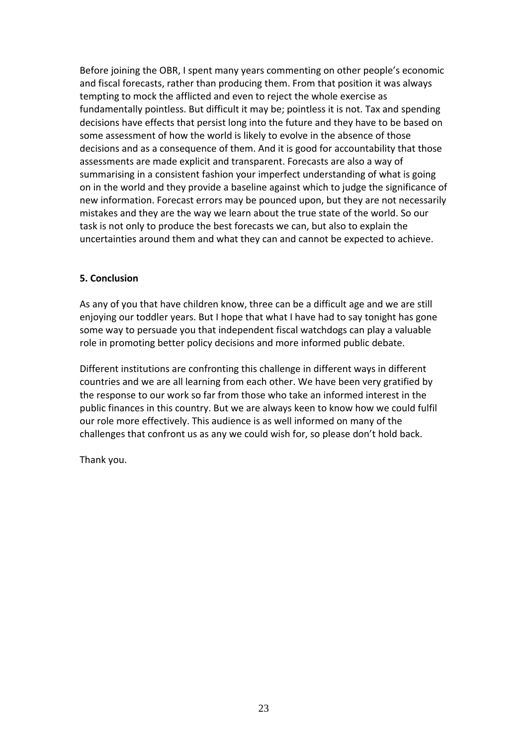Before joining the OBR, I spent many years commenting on other people's economic and fiscal forecasts, rather than producing them. From that position it was always tempting to mock the afflicted and even to reject the whole exercise as fundamentally pointless. But difficult it may be; pointless it is not. Tax and spending decisions have effects that persist long into the future and they have to be based on some assessment of how the world is likely to evolve in the absence of those decisions and as a consequence of them. And it is good for accountability that those assessments are made explicit and transparent. Forecasts are also a way of summarising in a consistent fashion your imperfect understanding of what is going on in the world and they provide a baseline against which to judge the significance of new information. Forecast errors may be pounced upon, but they are not necessarily mistakes and they are the way we learn about the true state of the world. So our task is not only to produce the best forecasts we can, but also to explain the uncertainties around them and what they can and cannot be expected to achieve.

## 5. Conclusion

As any of you that have children know, three can be a difficult age and we are still enjoying our toddler years. But I hope that what I have had to say tonight has gone some way to persuade you that independent fiscal watchdogs can play a valuable role in promoting better policy decisions and more informed public debate.

Different institutions are confronting this challenge in different ways in different countries and we are all learning from each other. We have been very gratified by the response to our work so far from those who take an informed interest in the public finances in this country. But we are always keen to know how we could fulfil our role more effectively. This audience is as well informed on many of the challenges that confront us as any we could wish for, so please don't hold back.

Thank you.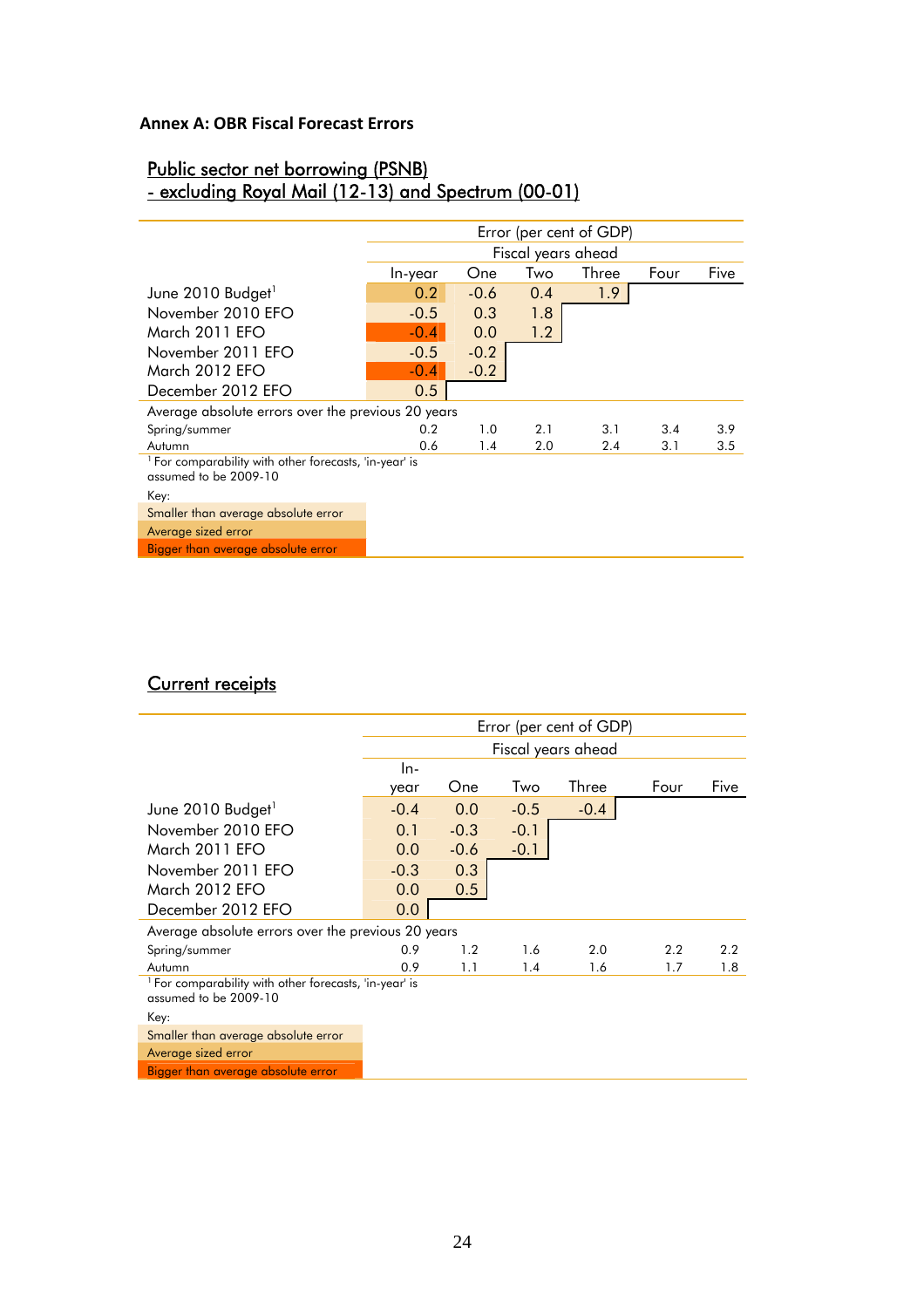**Annex A: OBR Fiscal Forecast Errors**

## Public sector net borrowing (PSNB)
## - excluding Royal Mail (12-13) and Spectrum (00-01)

| | Error (per cent of GDP) | | | | | |
|---|---|---|---|---|---|---|
| | Fiscal years ahead | | | | | |
| | In-year | One | Two | Three | Four | Five |
| June 2010 Budget[1] | 0.2 | -0.6 | 0.4 | 1.9 | | |
| November 2010 EFO | -0.5 | 0.3 | 1.8 | | | |
| March 2011 EFO | -0.4 | 0.0 | 1.2 | | | |
| November 2011 EFO | -0.5 | -0.2 | | | | |
| March 2012 EFO | -0.4 | -0.2 | | | | |
| December 2012 EFO | 0.5 | | | | | |
| Average absolute errors over the previous 20 years | | | | | | |
| Spring/summer | 0.2 | 1.0 | 2.1 | 3.1 | 3.4 | 3.9 |
| Autumn | 0.6 | 1.4 | 2.0 | 2.4 | 3.1 | 3.5 |

[1] For comparability with other forecasts, 'in-year' is assumed to be 2009-10

Key:
- Smaller than average absolute error
- Average sized error
- Bigger than average absolute error

## Current receipts

| | Error (per cent of GDP) | | | | | |
|---|---|---|---|---|---|---|
| | Fiscal years ahead | | | | | |
| | In-year | One | Two | Three | Four | Five |
| June 2010 Budget[1] | -0.4 | 0.0 | -0.5 | -0.4 | | |
| November 2010 EFO | 0.1 | -0.3 | -0.1 | | | |
| March 2011 EFO | 0.0 | -0.6 | -0.1 | | | |
| November 2011 EFO | -0.3 | 0.3 | | | | |
| March 2012 EFO | 0.0 | 0.5 | | | | |
| December 2012 EFO | 0.0 | | | | | |
| Average absolute errors over the previous 20 years | | | | | | |
| Spring/summer | 0.9 | 1.2 | 1.6 | 2.0 | 2.2 | 2.2 |
| Autumn | 0.9 | 1.1 | 1.4 | 1.6 | 1.7 | 1.8 |

[1] For comparability with other forecasts, 'in-year' is assumed to be 2009-10

Key:
- Smaller than average absolute error
- Average sized error
- Bigger than average absolute error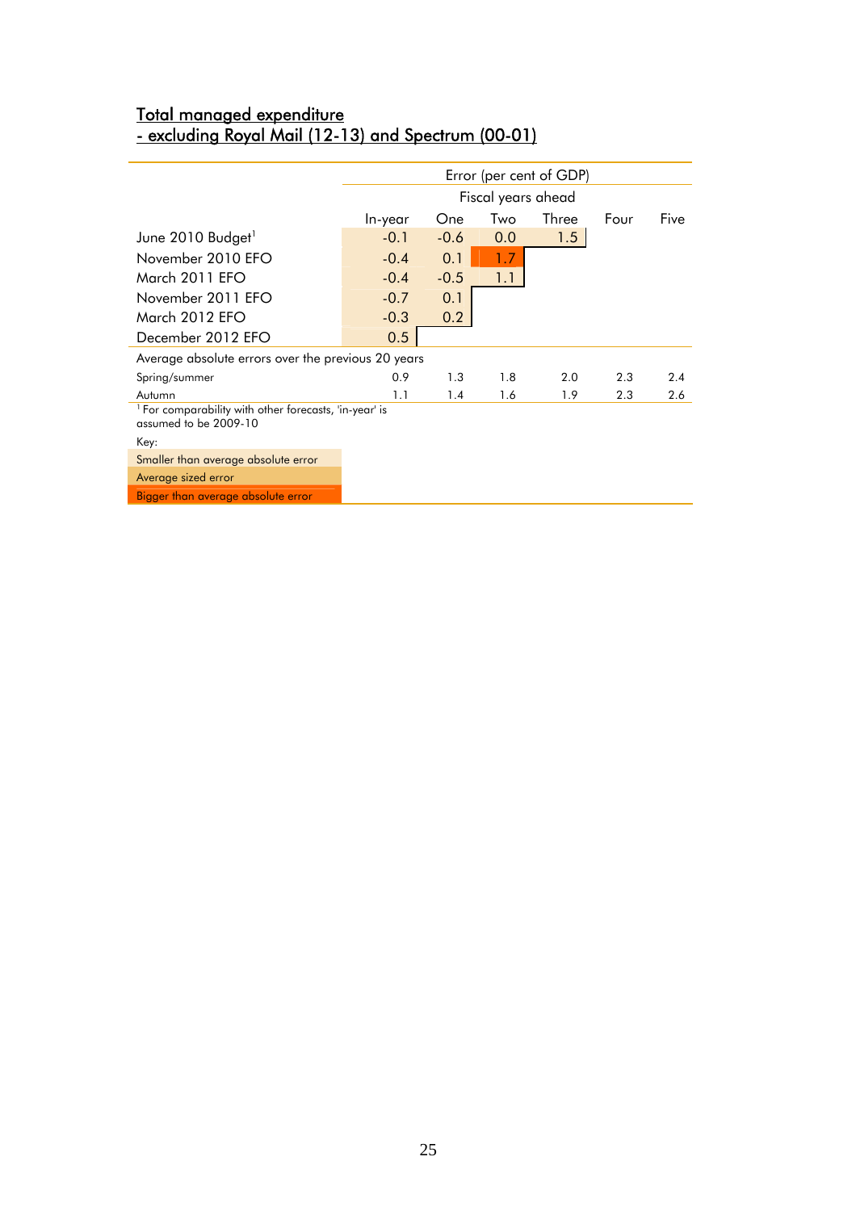## Total managed expenditure
## - excluding Royal Mail (12-13) and Spectrum (00-01)

| | Error (per cent of GDP) | | | | | |
|---|---|---|---|---|---|---|
| | Fiscal years ahead | | | | | |
| | In-year | One | Two | Three | Four | Five |
| June 2010 Budget[1] | -0.1 | -0.6 | 0.0 | 1.5 | | |
| November 2010 EFO | -0.4 | 0.1 | 1.7 | | | |
| March 2011 EFO | -0.4 | -0.5 | 1.1 | | | |
| November 2011 EFO | -0.7 | 0.1 | | | | |
| March 2012 EFO | -0.3 | 0.2 | | | | |
| December 2012 EFO | 0.5 | | | | | |
| Average absolute errors over the previous 20 years | | | | | | |
| Spring/summer | 0.9 | 1.3 | 1.8 | 2.0 | 2.3 | 2.4 |
| Autumn | 1.1 | 1.4 | 1.6 | 1.9 | 2.3 | 2.6 |

[1] For comparability with other forecasts, 'in-year' is assumed to be 2009-10

Key:

- Smaller than average absolute error
- Average sized error
- Bigger than average absolute error